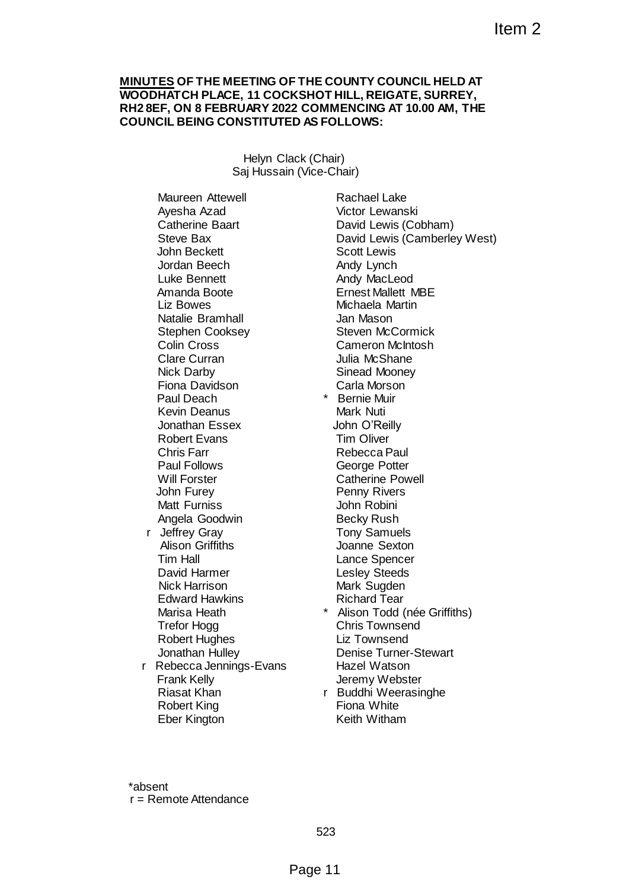**MINUTES OF THE MEETING OF THE COUNTY COUNCIL HELD AT WOODHATCH PLACE, 11 COCKSHOT HILL, REIGATE, SURREY, RH2 8EF, ON 8 FEBRUARY 2022 COMMENCING AT 10.00 AM, THE COUNCIL BEING CONSTITUTED AS FOLLOWS:**

Helyn Clack (Chair)
Saj Hussain (Vice-Chair)

Maureen Attewell
Ayesha Azad
Catherine Baart
Steve Bax
John Beckett
Jordan Beech
Luke Bennett
Amanda Boote
Liz Bowes
Natalie Bramhall
Stephen Cooksey
Colin Cross
Clare Curran
Nick Darby
Fiona Davidson
Paul Deach
Kevin Deanus
Jonathan Essex
Robert Evans
Chris Farr
Paul Follows
Will Forster
John Furey
Matt Furniss
Angela Goodwin
r Jeffrey Gray
Alison Griffiths
Tim Hall
David Harmer
Nick Harrison
Edward Hawkins
Marisa Heath
Trefor Hogg
Robert Hughes
Jonathan Hulley
r Rebecca Jennings-Evans
Frank Kelly
Riasat Khan
Robert King
Eber Kington
Rachael Lake
Victor Lewanski
David Lewis (Cobham)
David Lewis (Camberley West)
Scott Lewis
Andy Lynch
Andy MacLeod
Ernest Mallett MBE
Michaela Martin
Jan Mason
Steven McCormick
Cameron McIntosh
Julia McShane
Sinead Mooney
Carla Morson
\* Bernie Muir
Mark Nuti
John O'Reilly
Tim Oliver
Rebecca Paul
George Potter
Catherine Powell
Penny Rivers
John Robini
Becky Rush
Tony Samuels
Joanne Sexton
Lance Spencer
Lesley Steeds
Mark Sugden
Richard Tear
\* Alison Todd (née Griffiths)
Chris Townsend
Liz Townsend
Denise Turner-Stewart
Hazel Watson
Jeremy Webster
r Buddhi Weerasinghe
Fiona White
Keith Witham

\*absent
r = Remote Attendance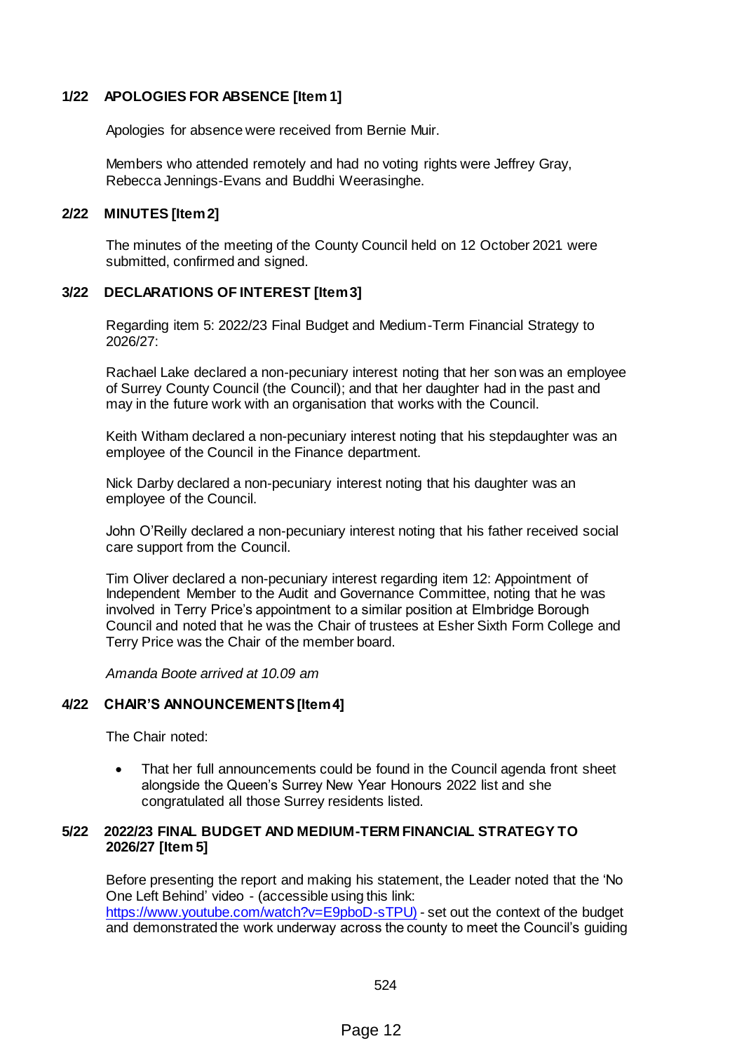## 1/22 APOLOGIES FOR ABSENCE [Item 1]

Apologies for absence were received from Bernie Muir.

Members who attended remotely and had no voting rights were Jeffrey Gray, Rebecca Jennings-Evans and Buddhi Weerasinghe.

## 2/22 MINUTES [Item 2]

The minutes of the meeting of the County Council held on 12 October 2021 were submitted, confirmed and signed.

## 3/22 DECLARATIONS OF INTEREST [Item 3]

Regarding item 5: 2022/23 Final Budget and Medium-Term Financial Strategy to 2026/27:

Rachael Lake declared a non-pecuniary interest noting that her son was an employee of Surrey County Council (the Council); and that her daughter had in the past and may in the future work with an organisation that works with the Council.

Keith Witham declared a non-pecuniary interest noting that his stepdaughter was an employee of the Council in the Finance department.

Nick Darby declared a non-pecuniary interest noting that his daughter was an employee of the Council.

John O'Reilly declared a non-pecuniary interest noting that his father received social care support from the Council.

Tim Oliver declared a non-pecuniary interest regarding item 12: Appointment of Independent Member to the Audit and Governance Committee, noting that he was involved in Terry Price's appointment to a similar position at Elmbridge Borough Council and noted that he was the Chair of trustees at Esher Sixth Form College and Terry Price was the Chair of the member board.

*Amanda Boote arrived at 10.09 am*

## 4/22 CHAIR'S ANNOUNCEMENTS [Item 4]

The Chair noted:

- That her full announcements could be found in the Council agenda front sheet alongside the Queen's Surrey New Year Honours 2022 list and she congratulated all those Surrey residents listed.

## 5/22 2022/23 FINAL BUDGET AND MEDIUM-TERM FINANCIAL STRATEGY TO 2026/27 [Item 5]

Before presenting the report and making his statement, the Leader noted that the 'No One Left Behind' video - (accessible using this link: [https://www.youtube.com/watch?v=E9pboD-sTPU)](https://www.youtube.com/watch?v=E9pboD-sTPU) - set out the context of the budget and demonstrated the work underway across the county to meet the Council's guiding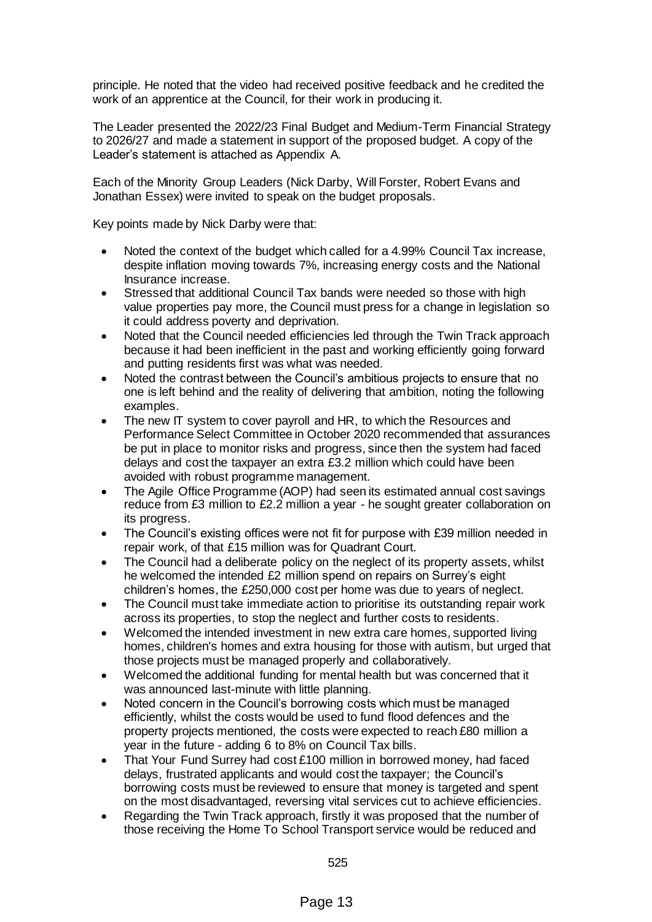principle. He noted that the video had received positive feedback and he credited the work of an apprentice at the Council, for their work in producing it.

The Leader presented the 2022/23 Final Budget and Medium-Term Financial Strategy to 2026/27 and made a statement in support of the proposed budget. A copy of the Leader's statement is attached as Appendix A.

Each of the Minority Group Leaders (Nick Darby, Will Forster, Robert Evans and Jonathan Essex) were invited to speak on the budget proposals.

Key points made by Nick Darby were that:

- Noted the context of the budget which called for a 4.99% Council Tax increase, despite inflation moving towards 7%, increasing energy costs and the National Insurance increase.
- Stressed that additional Council Tax bands were needed so those with high value properties pay more, the Council must press for a change in legislation so it could address poverty and deprivation.
- Noted that the Council needed efficiencies led through the Twin Track approach because it had been inefficient in the past and working efficiently going forward and putting residents first was what was needed.
- Noted the contrast between the Council's ambitious projects to ensure that no one is left behind and the reality of delivering that ambition, noting the following examples.
- The new IT system to cover payroll and HR, to which the Resources and Performance Select Committee in October 2020 recommended that assurances be put in place to monitor risks and progress, since then the system had faced delays and cost the taxpayer an extra £3.2 million which could have been avoided with robust programme management.
- The Agile Office Programme (AOP) had seen its estimated annual cost savings reduce from £3 million to £2.2 million a year - he sought greater collaboration on its progress.
- The Council's existing offices were not fit for purpose with £39 million needed in repair work, of that £15 million was for Quadrant Court.
- The Council had a deliberate policy on the neglect of its property assets, whilst he welcomed the intended £2 million spend on repairs on Surrey's eight children's homes, the £250,000 cost per home was due to years of neglect.
- The Council must take immediate action to prioritise its outstanding repair work across its properties, to stop the neglect and further costs to residents.
- Welcomed the intended investment in new extra care homes, supported living homes, children's homes and extra housing for those with autism, but urged that those projects must be managed properly and collaboratively.
- Welcomed the additional funding for mental health but was concerned that it was announced last-minute with little planning.
- Noted concern in the Council's borrowing costs which must be managed efficiently, whilst the costs would be used to fund flood defences and the property projects mentioned, the costs were expected to reach £80 million a year in the future - adding 6 to 8% on Council Tax bills.
- That Your Fund Surrey had cost £100 million in borrowed money, had faced delays, frustrated applicants and would cost the taxpayer; the Council's borrowing costs must be reviewed to ensure that money is targeted and spent on the most disadvantaged, reversing vital services cut to achieve efficiencies.
- Regarding the Twin Track approach, firstly it was proposed that the number of those receiving the Home To School Transport service would be reduced and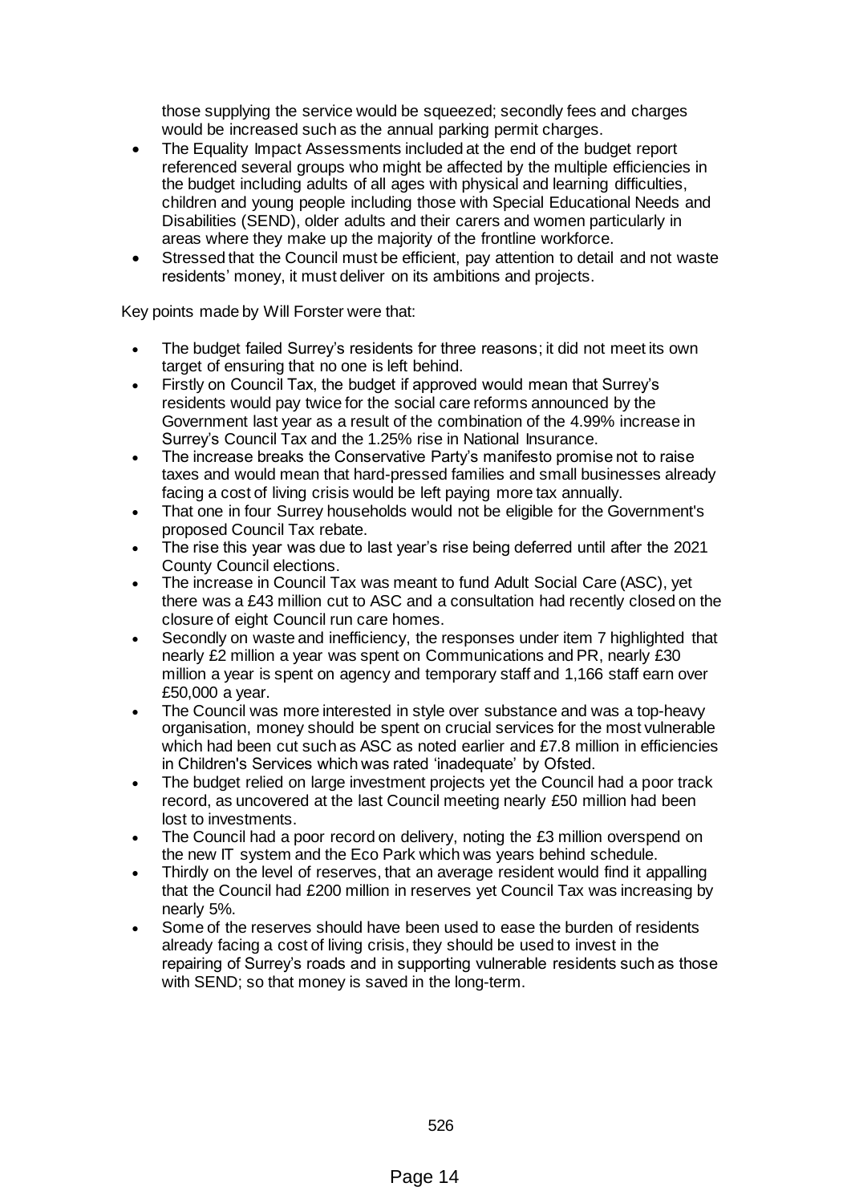those supplying the service would be squeezed; secondly fees and charges would be increased such as the annual parking permit charges.

- The Equality Impact Assessments included at the end of the budget report referenced several groups who might be affected by the multiple efficiencies in the budget including adults of all ages with physical and learning difficulties, children and young people including those with Special Educational Needs and Disabilities (SEND), older adults and their carers and women particularly in areas where they make up the majority of the frontline workforce.
- Stressed that the Council must be efficient, pay attention to detail and not waste residents' money, it must deliver on its ambitions and projects.

Key points made by Will Forster were that:

- The budget failed Surrey's residents for three reasons; it did not meet its own target of ensuring that no one is left behind.
- Firstly on Council Tax, the budget if approved would mean that Surrey's residents would pay twice for the social care reforms announced by the Government last year as a result of the combination of the 4.99% increase in Surrey's Council Tax and the 1.25% rise in National Insurance.
- The increase breaks the Conservative Party's manifesto promise not to raise taxes and would mean that hard-pressed families and small businesses already facing a cost of living crisis would be left paying more tax annually.
- That one in four Surrey households would not be eligible for the Government's proposed Council Tax rebate.
- The rise this year was due to last year's rise being deferred until after the 2021 County Council elections.
- The increase in Council Tax was meant to fund Adult Social Care (ASC), yet there was a £43 million cut to ASC and a consultation had recently closed on the closure of eight Council run care homes.
- Secondly on waste and inefficiency, the responses under item 7 highlighted that nearly £2 million a year was spent on Communications and PR, nearly £30 million a year is spent on agency and temporary staff and 1,166 staff earn over £50,000 a year.
- The Council was more interested in style over substance and was a top-heavy organisation, money should be spent on crucial services for the most vulnerable which had been cut such as ASC as noted earlier and £7.8 million in efficiencies in Children's Services which was rated 'inadequate' by Ofsted.
- The budget relied on large investment projects yet the Council had a poor track record, as uncovered at the last Council meeting nearly £50 million had been lost to investments.
- The Council had a poor record on delivery, noting the £3 million overspend on the new IT system and the Eco Park which was years behind schedule.
- Thirdly on the level of reserves, that an average resident would find it appalling that the Council had £200 million in reserves yet Council Tax was increasing by nearly 5%.
- Some of the reserves should have been used to ease the burden of residents already facing a cost of living crisis, they should be used to invest in the repairing of Surrey's roads and in supporting vulnerable residents such as those with SEND; so that money is saved in the long-term.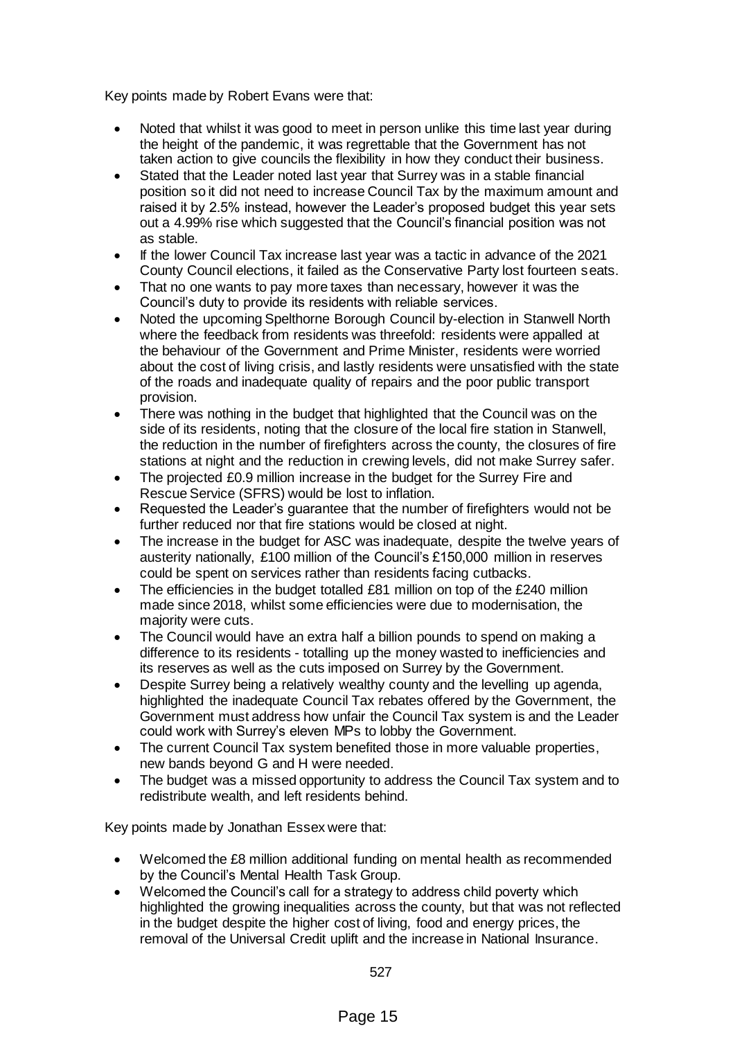Key points made by Robert Evans were that:

- Noted that whilst it was good to meet in person unlike this time last year during the height of the pandemic, it was regrettable that the Government has not taken action to give councils the flexibility in how they conduct their business.
- Stated that the Leader noted last year that Surrey was in a stable financial position so it did not need to increase Council Tax by the maximum amount and raised it by 2.5% instead, however the Leader's proposed budget this year sets out a 4.99% rise which suggested that the Council's financial position was not as stable.
- If the lower Council Tax increase last year was a tactic in advance of the 2021 County Council elections, it failed as the Conservative Party lost fourteen seats.
- That no one wants to pay more taxes than necessary, however it was the Council's duty to provide its residents with reliable services.
- Noted the upcoming Spelthorne Borough Council by-election in Stanwell North where the feedback from residents was threefold: residents were appalled at the behaviour of the Government and Prime Minister, residents were worried about the cost of living crisis, and lastly residents were unsatisfied with the state of the roads and inadequate quality of repairs and the poor public transport provision.
- There was nothing in the budget that highlighted that the Council was on the side of its residents, noting that the closure of the local fire station in Stanwell, the reduction in the number of firefighters across the county, the closures of fire stations at night and the reduction in crewing levels, did not make Surrey safer.
- The projected £0.9 million increase in the budget for the Surrey Fire and Rescue Service (SFRS) would be lost to inflation.
- Requested the Leader's guarantee that the number of firefighters would not be further reduced nor that fire stations would be closed at night.
- The increase in the budget for ASC was inadequate, despite the twelve years of austerity nationally, £100 million of the Council's £150,000 million in reserves could be spent on services rather than residents facing cutbacks.
- The efficiencies in the budget totalled £81 million on top of the £240 million made since 2018, whilst some efficiencies were due to modernisation, the majority were cuts.
- The Council would have an extra half a billion pounds to spend on making a difference to its residents - totalling up the money wasted to inefficiencies and its reserves as well as the cuts imposed on Surrey by the Government.
- Despite Surrey being a relatively wealthy county and the levelling up agenda, highlighted the inadequate Council Tax rebates offered by the Government, the Government must address how unfair the Council Tax system is and the Leader could work with Surrey's eleven MPs to lobby the Government.
- The current Council Tax system benefited those in more valuable properties, new bands beyond G and H were needed.
- The budget was a missed opportunity to address the Council Tax system and to redistribute wealth, and left residents behind.

Key points made by Jonathan Essex were that:

- Welcomed the £8 million additional funding on mental health as recommended by the Council's Mental Health Task Group.
- Welcomed the Council's call for a strategy to address child poverty which highlighted the growing inequalities across the county, but that was not reflected in the budget despite the higher cost of living, food and energy prices, the removal of the Universal Credit uplift and the increase in National Insurance.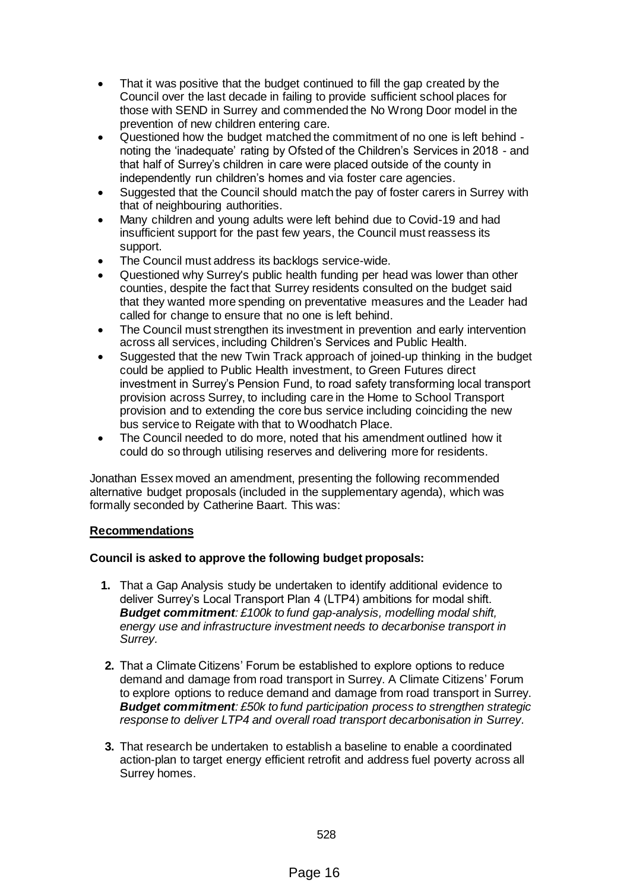- That it was positive that the budget continued to fill the gap created by the Council over the last decade in failing to provide sufficient school places for those with SEND in Surrey and commended the No Wrong Door model in the prevention of new children entering care.
- Questioned how the budget matched the commitment of no one is left behind - noting the 'inadequate' rating by Ofsted of the Children's Services in 2018 - and that half of Surrey's children in care were placed outside of the county in independently run children's homes and via foster care agencies.
- Suggested that the Council should match the pay of foster carers in Surrey with that of neighbouring authorities.
- Many children and young adults were left behind due to Covid-19 and had insufficient support for the past few years, the Council must reassess its support.
- The Council must address its backlogs service-wide.
- Questioned why Surrey's public health funding per head was lower than other counties, despite the fact that Surrey residents consulted on the budget said that they wanted more spending on preventative measures and the Leader had called for change to ensure that no one is left behind.
- The Council must strengthen its investment in prevention and early intervention across all services, including Children's Services and Public Health.
- Suggested that the new Twin Track approach of joined-up thinking in the budget could be applied to Public Health investment, to Green Futures direct investment in Surrey's Pension Fund, to road safety transforming local transport provision across Surrey, to including care in the Home to School Transport provision and to extending the core bus service including coinciding the new bus service to Reigate with that to Woodhatch Place.
- The Council needed to do more, noted that his amendment outlined how it could do so through utilising reserves and delivering more for residents.

Jonathan Essex moved an amendment, presenting the following recommended alternative budget proposals (included in the supplementary agenda), which was formally seconded by Catherine Baart. This was:

**Recommendations**

**Council is asked to approve the following budget proposals:**

1. That a Gap Analysis study be undertaken to identify additional evidence to deliver Surrey's Local Transport Plan 4 (LTP4) ambitions for modal shift. ***Budget commitment****: £100k to fund gap-analysis, modelling modal shift, energy use and infrastructure investment needs to decarbonise transport in Surrey.*

2. That a Climate Citizens' Forum be established to explore options to reduce demand and damage from road transport in Surrey. A Climate Citizens' Forum to explore options to reduce demand and damage from road transport in Surrey. ***Budget commitment****: £50k to fund participation process to strengthen strategic response to deliver LTP4 and overall road transport decarbonisation in Surrey.*

3. That research be undertaken to establish a baseline to enable a coordinated action-plan to target energy efficient retrofit and address fuel poverty across all Surrey homes.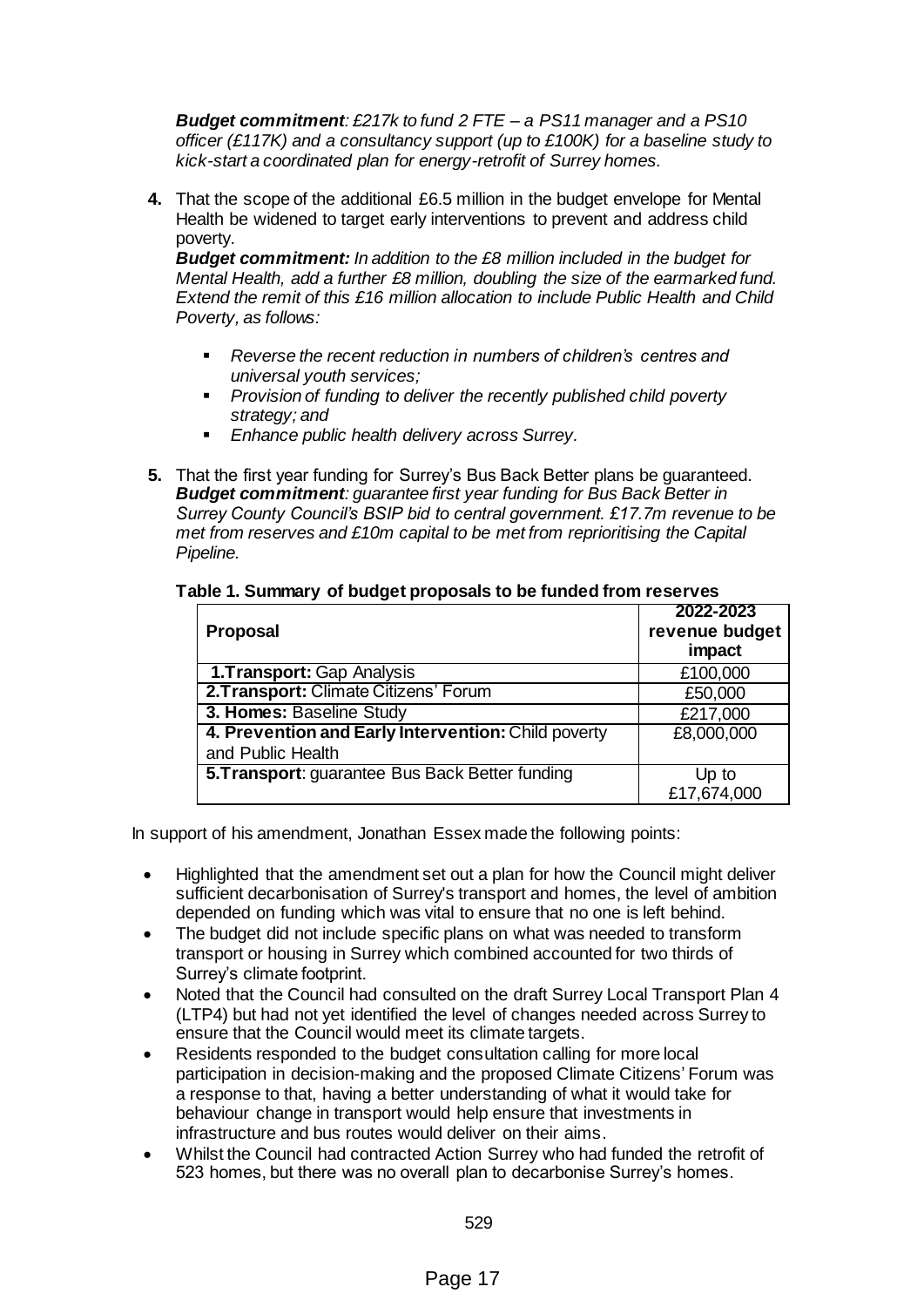***Budget commitment**: £217k to fund 2 FTE – a PS11 manager and a PS10 officer (£117K) and a consultancy support (up to £100K) for a baseline study to kick-start a coordinated plan for energy-retrofit of Surrey homes.*

**4.** That the scope of the additional £6.5 million in the budget envelope for Mental Health be widened to target early interventions to prevent and address child poverty.
***Budget commitment:** In addition to the £8 million included in the budget for Mental Health, add a further £8 million, doubling the size of the earmarked fund. Extend the remit of this £16 million allocation to include Public Health and Child Poverty, as follows:*

- *Reverse the recent reduction in numbers of children's centres and universal youth services;*
- *Provision of funding to deliver the recently published child poverty strategy; and*
- *Enhance public health delivery across Surrey.*

**5.** That the first year funding for Surrey's Bus Back Better plans be guaranteed.
***Budget commitment**: guarantee first year funding for Bus Back Better in Surrey County Council's BSIP bid to central government. £17.7m revenue to be met from reserves and £10m capital to be met from reprioritising the Capital Pipeline.*

**Table 1. Summary of budget proposals to be funded from reserves**

| Proposal | 2022-2023 revenue budget impact |
|---|---|
| **1.Transport:** Gap Analysis | £100,000 |
| **2.Transport:** Climate Citizens' Forum | £50,000 |
| **3. Homes:** Baseline Study | £217,000 |
| **4. Prevention and Early Intervention:** Child poverty and Public Health | £8,000,000 |
| **5.Transport**: guarantee Bus Back Better funding | Up to £17,674,000 |

In support of his amendment, Jonathan Essex made the following points:

- Highlighted that the amendment set out a plan for how the Council might deliver sufficient decarbonisation of Surrey's transport and homes, the level of ambition depended on funding which was vital to ensure that no one is left behind.
- The budget did not include specific plans on what was needed to transform transport or housing in Surrey which combined accounted for two thirds of Surrey's climate footprint.
- Noted that the Council had consulted on the draft Surrey Local Transport Plan 4 (LTP4) but had not yet identified the level of changes needed across Surrey to ensure that the Council would meet its climate targets.
- Residents responded to the budget consultation calling for more local participation in decision-making and the proposed Climate Citizens' Forum was a response to that, having a better understanding of what it would take for behaviour change in transport would help ensure that investments in infrastructure and bus routes would deliver on their aims.
- Whilst the Council had contracted Action Surrey who had funded the retrofit of 523 homes, but there was no overall plan to decarbonise Surrey's homes.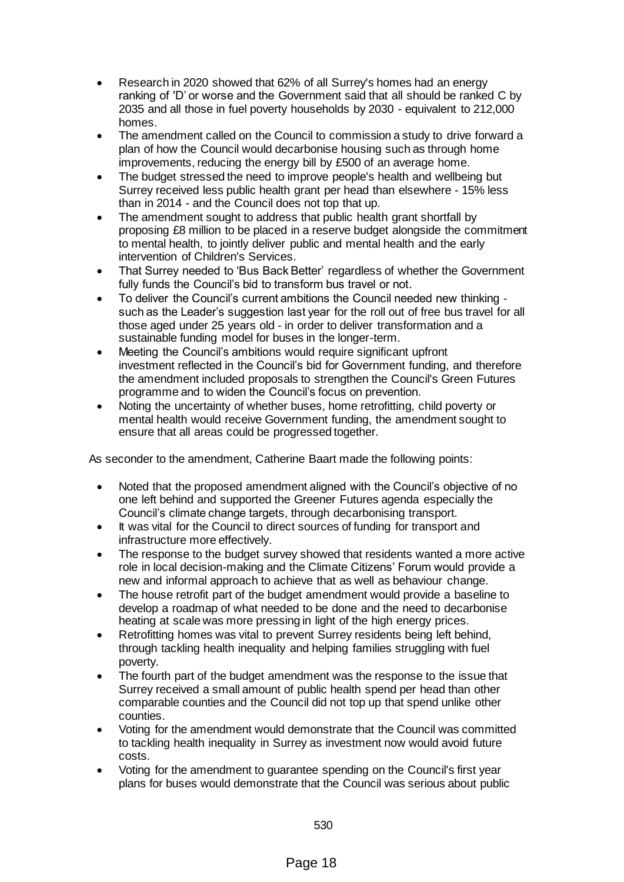- Research in 2020 showed that 62% of all Surrey's homes had an energy ranking of 'D' or worse and the Government said that all should be ranked C by 2035 and all those in fuel poverty households by 2030 - equivalent to 212,000 homes.
- The amendment called on the Council to commission a study to drive forward a plan of how the Council would decarbonise housing such as through home improvements, reducing the energy bill by £500 of an average home.
- The budget stressed the need to improve people's health and wellbeing but Surrey received less public health grant per head than elsewhere - 15% less than in 2014 - and the Council does not top that up.
- The amendment sought to address that public health grant shortfall by proposing £8 million to be placed in a reserve budget alongside the commitment to mental health, to jointly deliver public and mental health and the early intervention of Children's Services.
- That Surrey needed to 'Bus Back Better' regardless of whether the Government fully funds the Council's bid to transform bus travel or not.
- To deliver the Council's current ambitions the Council needed new thinking - such as the Leader's suggestion last year for the roll out of free bus travel for all those aged under 25 years old - in order to deliver transformation and a sustainable funding model for buses in the longer-term.
- Meeting the Council's ambitions would require significant upfront investment reflected in the Council's bid for Government funding, and therefore the amendment included proposals to strengthen the Council's Green Futures programme and to widen the Council's focus on prevention.
- Noting the uncertainty of whether buses, home retrofitting, child poverty or mental health would receive Government funding, the amendment sought to ensure that all areas could be progressed together.

As seconder to the amendment, Catherine Baart made the following points:

- Noted that the proposed amendment aligned with the Council's objective of no one left behind and supported the Greener Futures agenda especially the Council's climate change targets, through decarbonising transport.
- It was vital for the Council to direct sources of funding for transport and infrastructure more effectively.
- The response to the budget survey showed that residents wanted a more active role in local decision-making and the Climate Citizens' Forum would provide a new and informal approach to achieve that as well as behaviour change.
- The house retrofit part of the budget amendment would provide a baseline to develop a roadmap of what needed to be done and the need to decarbonise heating at scale was more pressing in light of the high energy prices.
- Retrofitting homes was vital to prevent Surrey residents being left behind, through tackling health inequality and helping families struggling with fuel poverty.
- The fourth part of the budget amendment was the response to the issue that Surrey received a small amount of public health spend per head than other comparable counties and the Council did not top up that spend unlike other counties.
- Voting for the amendment would demonstrate that the Council was committed to tackling health inequality in Surrey as investment now would avoid future costs.
- Voting for the amendment to guarantee spending on the Council's first year plans for buses would demonstrate that the Council was serious about public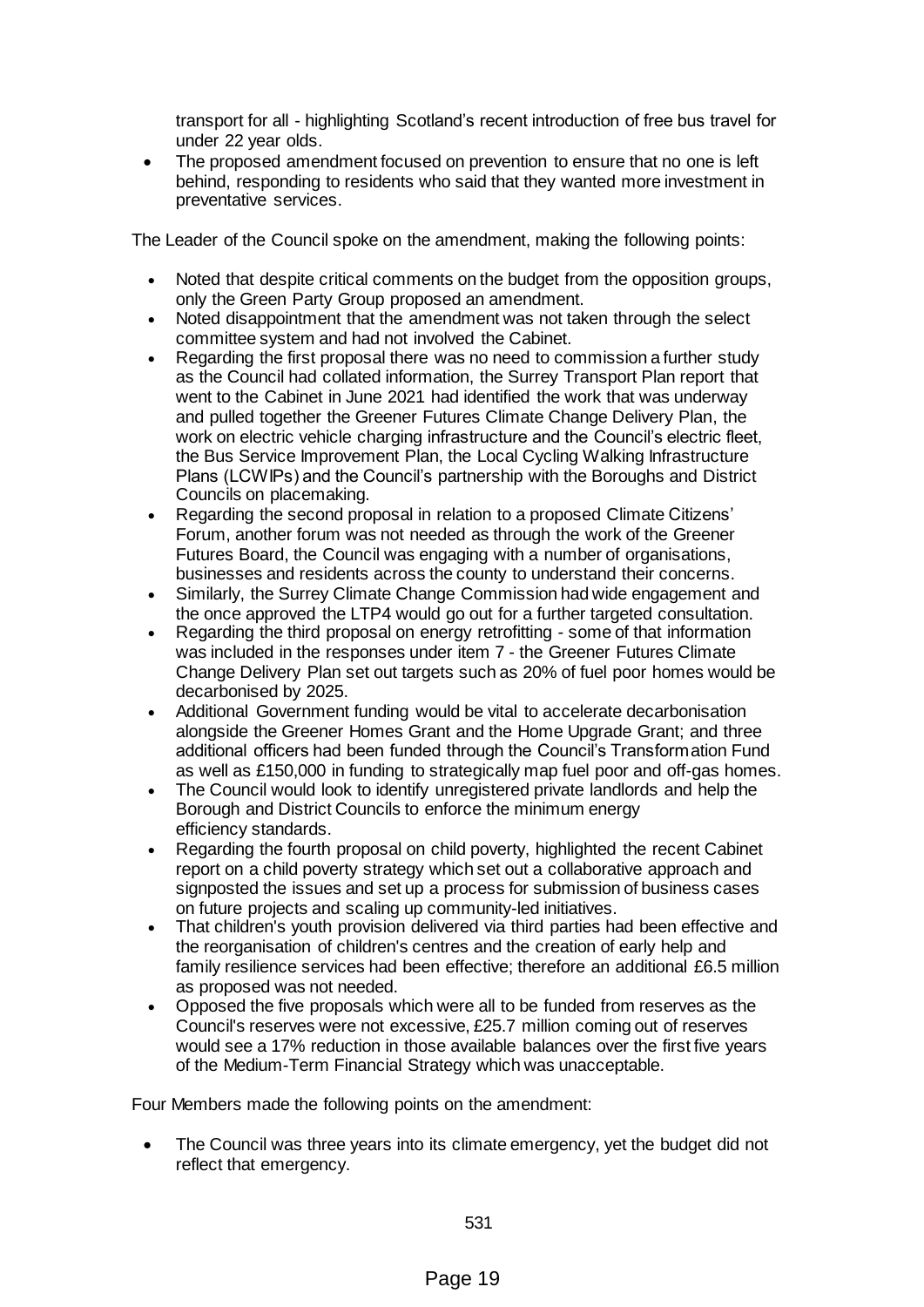transport for all - highlighting Scotland's recent introduction of free bus travel for under 22 year olds.

- The proposed amendment focused on prevention to ensure that no one is left behind, responding to residents who said that they wanted more investment in preventative services.

The Leader of the Council spoke on the amendment, making the following points:

- Noted that despite critical comments on the budget from the opposition groups, only the Green Party Group proposed an amendment.
- Noted disappointment that the amendment was not taken through the select committee system and had not involved the Cabinet.
- Regarding the first proposal there was no need to commission a further study as the Council had collated information, the Surrey Transport Plan report that went to the Cabinet in June 2021 had identified the work that was underway and pulled together the Greener Futures Climate Change Delivery Plan, the work on electric vehicle charging infrastructure and the Council's electric fleet, the Bus Service Improvement Plan, the Local Cycling Walking Infrastructure Plans (LCWIPs) and the Council's partnership with the Boroughs and District Councils on placemaking.
- Regarding the second proposal in relation to a proposed Climate Citizens' Forum, another forum was not needed as through the work of the Greener Futures Board, the Council was engaging with a number of organisations, businesses and residents across the county to understand their concerns.
- Similarly, the Surrey Climate Change Commission had wide engagement and the once approved the LTP4 would go out for a further targeted consultation.
- Regarding the third proposal on energy retrofitting - some of that information was included in the responses under item 7 - the Greener Futures Climate Change Delivery Plan set out targets such as 20% of fuel poor homes would be decarbonised by 2025.
- Additional Government funding would be vital to accelerate decarbonisation alongside the Greener Homes Grant and the Home Upgrade Grant; and three additional officers had been funded through the Council's Transformation Fund as well as £150,000 in funding to strategically map fuel poor and off-gas homes.
- The Council would look to identify unregistered private landlords and help the Borough and District Councils to enforce the minimum energy efficiency standards.
- Regarding the fourth proposal on child poverty, highlighted the recent Cabinet report on a child poverty strategy which set out a collaborative approach and signposted the issues and set up a process for submission of business cases on future projects and scaling up community-led initiatives.
- That children's youth provision delivered via third parties had been effective and the reorganisation of children's centres and the creation of early help and family resilience services had been effective; therefore an additional £6.5 million as proposed was not needed.
- Opposed the five proposals which were all to be funded from reserves as the Council's reserves were not excessive, £25.7 million coming out of reserves would see a 17% reduction in those available balances over the first five years of the Medium-Term Financial Strategy which was unacceptable.

Four Members made the following points on the amendment:

- The Council was three years into its climate emergency, yet the budget did not reflect that emergency.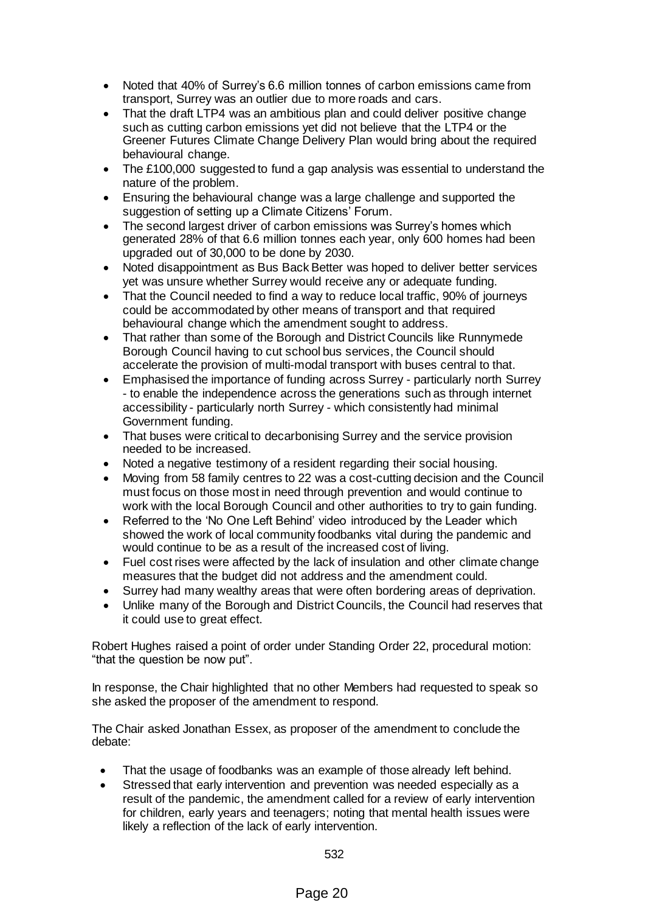- Noted that 40% of Surrey's 6.6 million tonnes of carbon emissions came from transport, Surrey was an outlier due to more roads and cars.
- That the draft LTP4 was an ambitious plan and could deliver positive change such as cutting carbon emissions yet did not believe that the LTP4 or the Greener Futures Climate Change Delivery Plan would bring about the required behavioural change.
- The £100,000 suggested to fund a gap analysis was essential to understand the nature of the problem.
- Ensuring the behavioural change was a large challenge and supported the suggestion of setting up a Climate Citizens' Forum.
- The second largest driver of carbon emissions was Surrey's homes which generated 28% of that 6.6 million tonnes each year, only 600 homes had been upgraded out of 30,000 to be done by 2030.
- Noted disappointment as Bus Back Better was hoped to deliver better services yet was unsure whether Surrey would receive any or adequate funding.
- That the Council needed to find a way to reduce local traffic, 90% of journeys could be accommodated by other means of transport and that required behavioural change which the amendment sought to address.
- That rather than some of the Borough and District Councils like Runnymede Borough Council having to cut school bus services, the Council should accelerate the provision of multi-modal transport with buses central to that.
- Emphasised the importance of funding across Surrey - particularly north Surrey - to enable the independence across the generations such as through internet accessibility - particularly north Surrey - which consistently had minimal Government funding.
- That buses were critical to decarbonising Surrey and the service provision needed to be increased.
- Noted a negative testimony of a resident regarding their social housing.
- Moving from 58 family centres to 22 was a cost-cutting decision and the Council must focus on those most in need through prevention and would continue to work with the local Borough Council and other authorities to try to gain funding.
- Referred to the 'No One Left Behind' video introduced by the Leader which showed the work of local community foodbanks vital during the pandemic and would continue to be as a result of the increased cost of living.
- Fuel cost rises were affected by the lack of insulation and other climate change measures that the budget did not address and the amendment could.
- Surrey had many wealthy areas that were often bordering areas of deprivation.
- Unlike many of the Borough and District Councils, the Council had reserves that it could use to great effect.

Robert Hughes raised a point of order under Standing Order 22, procedural motion: "that the question be now put".

In response, the Chair highlighted that no other Members had requested to speak so she asked the proposer of the amendment to respond.

The Chair asked Jonathan Essex, as proposer of the amendment to conclude the debate:

- That the usage of foodbanks was an example of those already left behind.
- Stressed that early intervention and prevention was needed especially as a result of the pandemic, the amendment called for a review of early intervention for children, early years and teenagers; noting that mental health issues were likely a reflection of the lack of early intervention.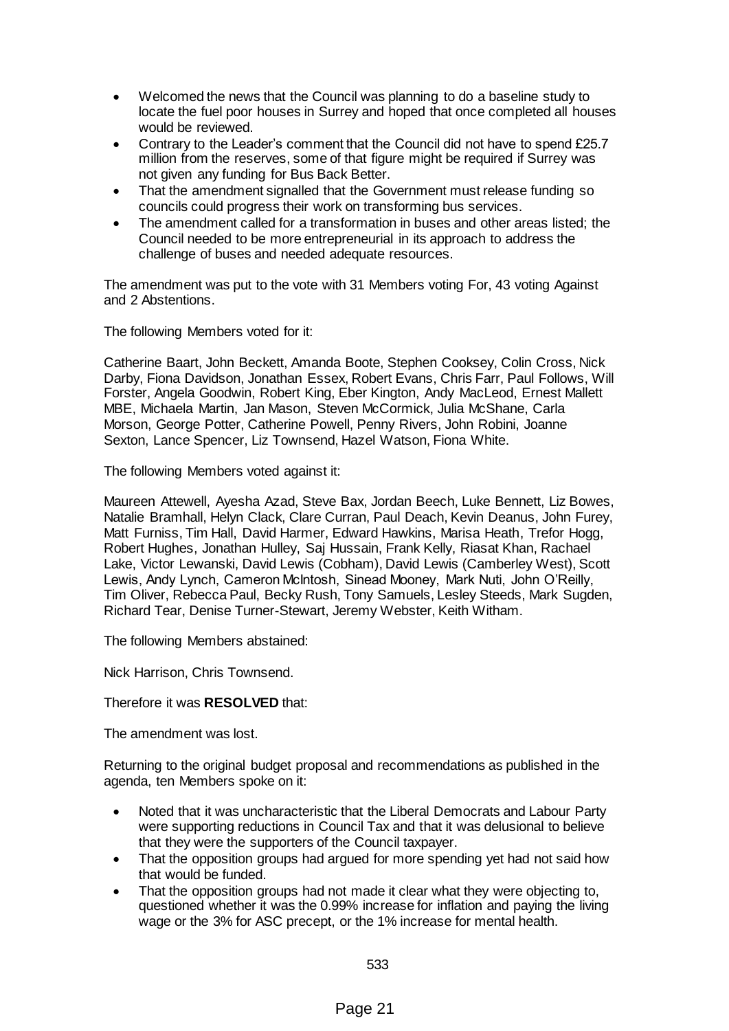- Welcomed the news that the Council was planning to do a baseline study to locate the fuel poor houses in Surrey and hoped that once completed all houses would be reviewed.
- Contrary to the Leader's comment that the Council did not have to spend £25.7 million from the reserves, some of that figure might be required if Surrey was not given any funding for Bus Back Better.
- That the amendment signalled that the Government must release funding so councils could progress their work on transforming bus services.
- The amendment called for a transformation in buses and other areas listed; the Council needed to be more entrepreneurial in its approach to address the challenge of buses and needed adequate resources.

The amendment was put to the vote with 31 Members voting For, 43 voting Against and 2 Abstentions.

The following Members voted for it:

Catherine Baart, John Beckett, Amanda Boote, Stephen Cooksey, Colin Cross, Nick Darby, Fiona Davidson, Jonathan Essex, Robert Evans, Chris Farr, Paul Follows, Will Forster, Angela Goodwin, Robert King, Eber Kington, Andy MacLeod, Ernest Mallett MBE, Michaela Martin, Jan Mason, Steven McCormick, Julia McShane, Carla Morson, George Potter, Catherine Powell, Penny Rivers, John Robini, Joanne Sexton, Lance Spencer, Liz Townsend, Hazel Watson, Fiona White.

The following Members voted against it:

Maureen Attewell, Ayesha Azad, Steve Bax, Jordan Beech, Luke Bennett, Liz Bowes, Natalie Bramhall, Helyn Clack, Clare Curran, Paul Deach, Kevin Deanus, John Furey, Matt Furniss, Tim Hall, David Harmer, Edward Hawkins, Marisa Heath, Trefor Hogg, Robert Hughes, Jonathan Hulley, Saj Hussain, Frank Kelly, Riasat Khan, Rachael Lake, Victor Lewanski, David Lewis (Cobham), David Lewis (Camberley West), Scott Lewis, Andy Lynch, Cameron McIntosh, Sinead Mooney, Mark Nuti, John O'Reilly, Tim Oliver, Rebecca Paul, Becky Rush, Tony Samuels, Lesley Steeds, Mark Sugden, Richard Tear, Denise Turner-Stewart, Jeremy Webster, Keith Witham.

The following Members abstained:

Nick Harrison, Chris Townsend.

Therefore it was **RESOLVED** that:

The amendment was lost.

Returning to the original budget proposal and recommendations as published in the agenda, ten Members spoke on it:

- Noted that it was uncharacteristic that the Liberal Democrats and Labour Party were supporting reductions in Council Tax and that it was delusional to believe that they were the supporters of the Council taxpayer.
- That the opposition groups had argued for more spending yet had not said how that would be funded.
- That the opposition groups had not made it clear what they were objecting to, questioned whether it was the 0.99% increase for inflation and paying the living wage or the 3% for ASC precept, or the 1% increase for mental health.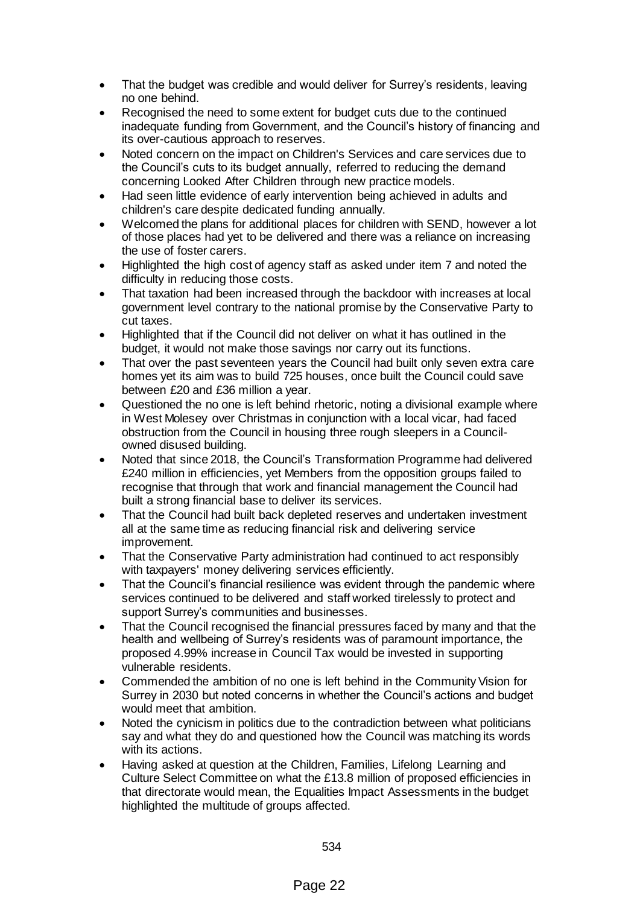- That the budget was credible and would deliver for Surrey's residents, leaving no one behind.
- Recognised the need to some extent for budget cuts due to the continued inadequate funding from Government, and the Council's history of financing and its over-cautious approach to reserves.
- Noted concern on the impact on Children's Services and care services due to the Council's cuts to its budget annually, referred to reducing the demand concerning Looked After Children through new practice models.
- Had seen little evidence of early intervention being achieved in adults and children's care despite dedicated funding annually.
- Welcomed the plans for additional places for children with SEND, however a lot of those places had yet to be delivered and there was a reliance on increasing the use of foster carers.
- Highlighted the high cost of agency staff as asked under item 7 and noted the difficulty in reducing those costs.
- That taxation had been increased through the backdoor with increases at local government level contrary to the national promise by the Conservative Party to cut taxes.
- Highlighted that if the Council did not deliver on what it has outlined in the budget, it would not make those savings nor carry out its functions.
- That over the past seventeen years the Council had built only seven extra care homes yet its aim was to build 725 houses, once built the Council could save between £20 and £36 million a year.
- Questioned the no one is left behind rhetoric, noting a divisional example where in West Molesey over Christmas in conjunction with a local vicar, had faced obstruction from the Council in housing three rough sleepers in a Council-owned disused building.
- Noted that since 2018, the Council's Transformation Programme had delivered £240 million in efficiencies, yet Members from the opposition groups failed to recognise that through that work and financial management the Council had built a strong financial base to deliver its services.
- That the Council had built back depleted reserves and undertaken investment all at the same time as reducing financial risk and delivering service improvement.
- That the Conservative Party administration had continued to act responsibly with taxpayers' money delivering services efficiently.
- That the Council's financial resilience was evident through the pandemic where services continued to be delivered and staff worked tirelessly to protect and support Surrey's communities and businesses.
- That the Council recognised the financial pressures faced by many and that the health and wellbeing of Surrey's residents was of paramount importance, the proposed 4.99% increase in Council Tax would be invested in supporting vulnerable residents.
- Commended the ambition of no one is left behind in the Community Vision for Surrey in 2030 but noted concerns in whether the Council's actions and budget would meet that ambition.
- Noted the cynicism in politics due to the contradiction between what politicians say and what they do and questioned how the Council was matching its words with its actions.
- Having asked at question at the Children, Families, Lifelong Learning and Culture Select Committee on what the £13.8 million of proposed efficiencies in that directorate would mean, the Equalities Impact Assessments in the budget highlighted the multitude of groups affected.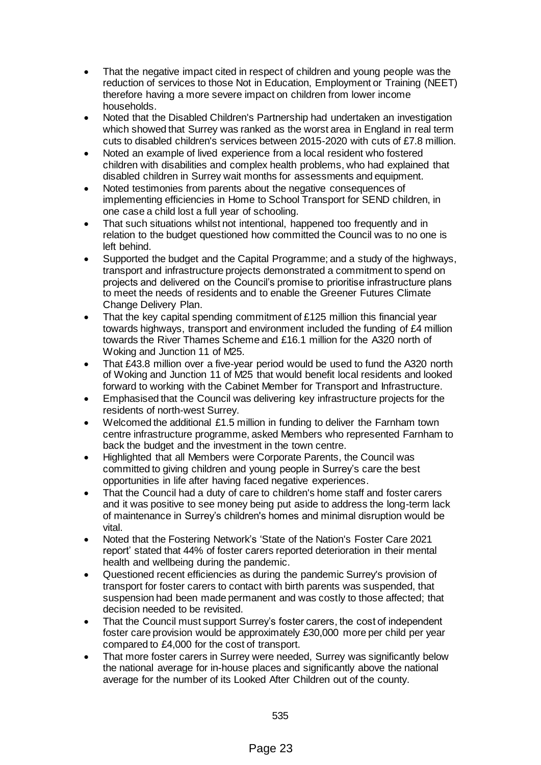- That the negative impact cited in respect of children and young people was the reduction of services to those Not in Education, Employment or Training (NEET) therefore having a more severe impact on children from lower income households.
- Noted that the Disabled Children's Partnership had undertaken an investigation which showed that Surrey was ranked as the worst area in England in real term cuts to disabled children's services between 2015-2020 with cuts of £7.8 million.
- Noted an example of lived experience from a local resident who fostered children with disabilities and complex health problems, who had explained that disabled children in Surrey wait months for assessments and equipment.
- Noted testimonies from parents about the negative consequences of implementing efficiencies in Home to School Transport for SEND children, in one case a child lost a full year of schooling.
- That such situations whilst not intentional, happened too frequently and in relation to the budget questioned how committed the Council was to no one is left behind.
- Supported the budget and the Capital Programme; and a study of the highways, transport and infrastructure projects demonstrated a commitment to spend on projects and delivered on the Council's promise to prioritise infrastructure plans to meet the needs of residents and to enable the Greener Futures Climate Change Delivery Plan.
- That the key capital spending commitment of £125 million this financial year towards highways, transport and environment included the funding of £4 million towards the River Thames Scheme and £16.1 million for the A320 north of Woking and Junction 11 of M25.
- That £43.8 million over a five-year period would be used to fund the A320 north of Woking and Junction 11 of M25 that would benefit local residents and looked forward to working with the Cabinet Member for Transport and Infrastructure.
- Emphasised that the Council was delivering key infrastructure projects for the residents of north-west Surrey.
- Welcomed the additional £1.5 million in funding to deliver the Farnham town centre infrastructure programme, asked Members who represented Farnham to back the budget and the investment in the town centre.
- Highlighted that all Members were Corporate Parents, the Council was committed to giving children and young people in Surrey's care the best opportunities in life after having faced negative experiences.
- That the Council had a duty of care to children's home staff and foster carers and it was positive to see money being put aside to address the long-term lack of maintenance in Surrey's children's homes and minimal disruption would be vital.
- Noted that the Fostering Network's 'State of the Nation's Foster Care 2021 report' stated that 44% of foster carers reported deterioration in their mental health and wellbeing during the pandemic.
- Questioned recent efficiencies as during the pandemic Surrey's provision of transport for foster carers to contact with birth parents was suspended, that suspension had been made permanent and was costly to those affected; that decision needed to be revisited.
- That the Council must support Surrey's foster carers, the cost of independent foster care provision would be approximately £30,000 more per child per year compared to £4,000 for the cost of transport.
- That more foster carers in Surrey were needed, Surrey was significantly below the national average for in-house places and significantly above the national average for the number of its Looked After Children out of the county.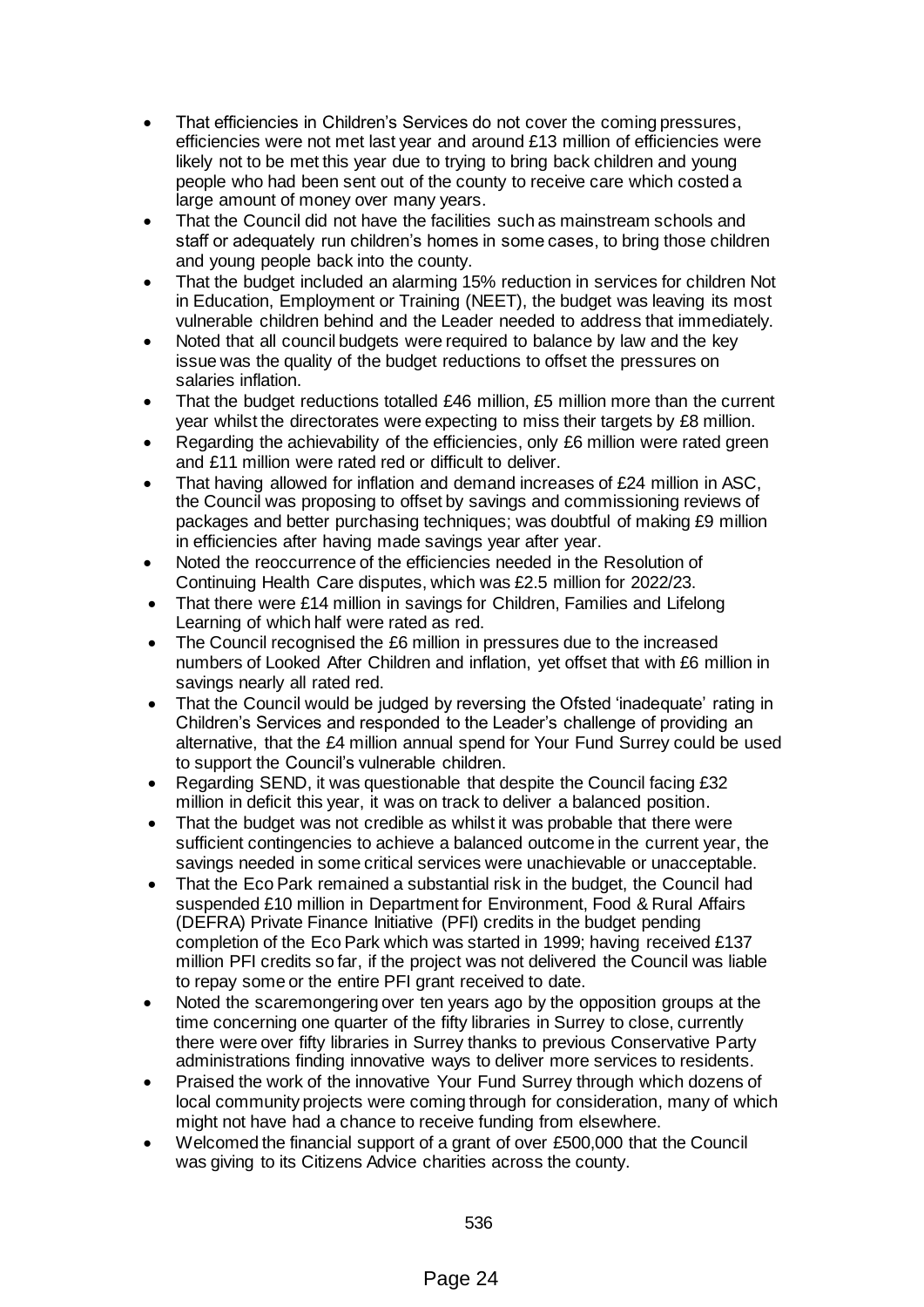- That efficiencies in Children's Services do not cover the coming pressures, efficiencies were not met last year and around £13 million of efficiencies were likely not to be met this year due to trying to bring back children and young people who had been sent out of the county to receive care which costed a large amount of money over many years.
- That the Council did not have the facilities such as mainstream schools and staff or adequately run children's homes in some cases, to bring those children and young people back into the county.
- That the budget included an alarming 15% reduction in services for children Not in Education, Employment or Training (NEET), the budget was leaving its most vulnerable children behind and the Leader needed to address that immediately.
- Noted that all council budgets were required to balance by law and the key issue was the quality of the budget reductions to offset the pressures on salaries inflation.
- That the budget reductions totalled £46 million, £5 million more than the current year whilst the directorates were expecting to miss their targets by £8 million.
- Regarding the achievability of the efficiencies, only £6 million were rated green and £11 million were rated red or difficult to deliver.
- That having allowed for inflation and demand increases of £24 million in ASC, the Council was proposing to offset by savings and commissioning reviews of packages and better purchasing techniques; was doubtful of making £9 million in efficiencies after having made savings year after year.
- Noted the reoccurrence of the efficiencies needed in the Resolution of Continuing Health Care disputes, which was £2.5 million for 2022/23.
- That there were £14 million in savings for Children, Families and Lifelong Learning of which half were rated as red.
- The Council recognised the £6 million in pressures due to the increased numbers of Looked After Children and inflation, yet offset that with £6 million in savings nearly all rated red.
- That the Council would be judged by reversing the Ofsted 'inadequate' rating in Children's Services and responded to the Leader's challenge of providing an alternative, that the £4 million annual spend for Your Fund Surrey could be used to support the Council's vulnerable children.
- Regarding SEND, it was questionable that despite the Council facing £32 million in deficit this year, it was on track to deliver a balanced position.
- That the budget was not credible as whilst it was probable that there were sufficient contingencies to achieve a balanced outcome in the current year, the savings needed in some critical services were unachievable or unacceptable.
- That the Eco Park remained a substantial risk in the budget, the Council had suspended £10 million in Department for Environment, Food & Rural Affairs (DEFRA) Private Finance Initiative (PFI) credits in the budget pending completion of the Eco Park which was started in 1999; having received £137 million PFI credits so far, if the project was not delivered the Council was liable to repay some or the entire PFI grant received to date.
- Noted the scaremongering over ten years ago by the opposition groups at the time concerning one quarter of the fifty libraries in Surrey to close, currently there were over fifty libraries in Surrey thanks to previous Conservative Party administrations finding innovative ways to deliver more services to residents.
- Praised the work of the innovative Your Fund Surrey through which dozens of local community projects were coming through for consideration, many of which might not have had a chance to receive funding from elsewhere.
- Welcomed the financial support of a grant of over £500,000 that the Council was giving to its Citizens Advice charities across the county.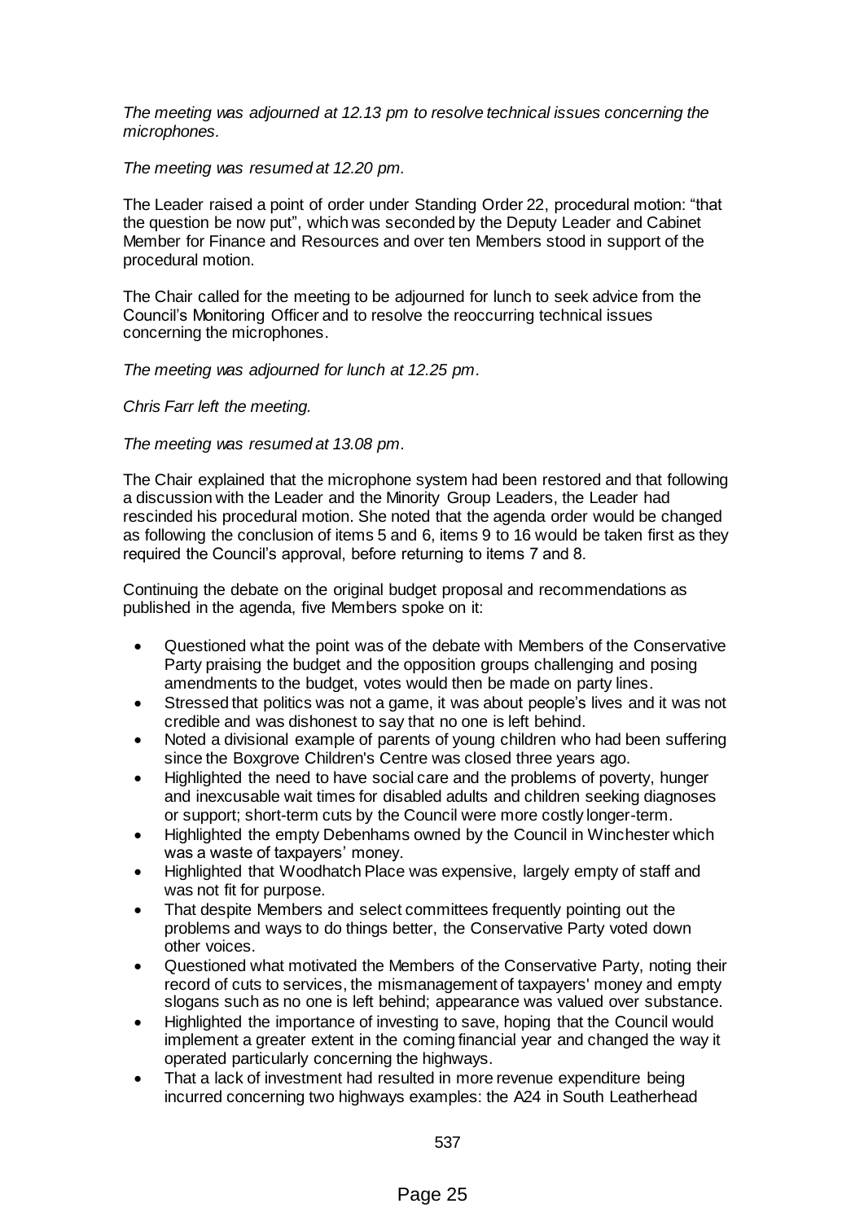*The meeting was adjourned at 12.13 pm to resolve technical issues concerning the microphones.*

*The meeting was resumed at 12.20 pm.*

The Leader raised a point of order under Standing Order 22, procedural motion: "that the question be now put", which was seconded by the Deputy Leader and Cabinet Member for Finance and Resources and over ten Members stood in support of the procedural motion.

The Chair called for the meeting to be adjourned for lunch to seek advice from the Council's Monitoring Officer and to resolve the reoccurring technical issues concerning the microphones.

*The meeting was adjourned for lunch at 12.25 pm.*

*Chris Farr left the meeting.*

*The meeting was resumed at 13.08 pm.*

The Chair explained that the microphone system had been restored and that following a discussion with the Leader and the Minority Group Leaders, the Leader had rescinded his procedural motion. She noted that the agenda order would be changed as following the conclusion of items 5 and 6, items 9 to 16 would be taken first as they required the Council's approval, before returning to items 7 and 8.

Continuing the debate on the original budget proposal and recommendations as published in the agenda, five Members spoke on it:

- Questioned what the point was of the debate with Members of the Conservative Party praising the budget and the opposition groups challenging and posing amendments to the budget, votes would then be made on party lines.
- Stressed that politics was not a game, it was about people's lives and it was not credible and was dishonest to say that no one is left behind.
- Noted a divisional example of parents of young children who had been suffering since the Boxgrove Children's Centre was closed three years ago.
- Highlighted the need to have social care and the problems of poverty, hunger and inexcusable wait times for disabled adults and children seeking diagnoses or support; short-term cuts by the Council were more costly longer-term.
- Highlighted the empty Debenhams owned by the Council in Winchester which was a waste of taxpayers' money.
- Highlighted that Woodhatch Place was expensive, largely empty of staff and was not fit for purpose.
- That despite Members and select committees frequently pointing out the problems and ways to do things better, the Conservative Party voted down other voices.
- Questioned what motivated the Members of the Conservative Party, noting their record of cuts to services, the mismanagement of taxpayers' money and empty slogans such as no one is left behind; appearance was valued over substance.
- Highlighted the importance of investing to save, hoping that the Council would implement a greater extent in the coming financial year and changed the way it operated particularly concerning the highways.
- That a lack of investment had resulted in more revenue expenditure being incurred concerning two highways examples: the A24 in South Leatherhead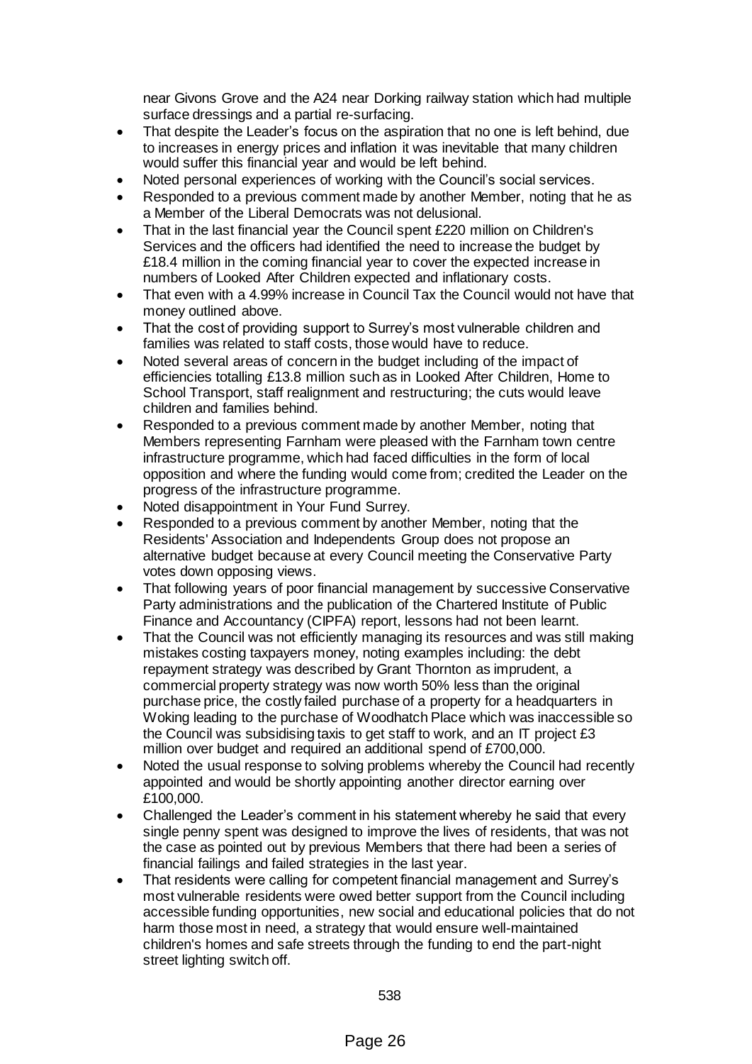near Givons Grove and the A24 near Dorking railway station which had multiple surface dressings and a partial re-surfacing.

- That despite the Leader's focus on the aspiration that no one is left behind, due to increases in energy prices and inflation it was inevitable that many children would suffer this financial year and would be left behind.
- Noted personal experiences of working with the Council's social services.
- Responded to a previous comment made by another Member, noting that he as a Member of the Liberal Democrats was not delusional.
- That in the last financial year the Council spent £220 million on Children's Services and the officers had identified the need to increase the budget by £18.4 million in the coming financial year to cover the expected increase in numbers of Looked After Children expected and inflationary costs.
- That even with a 4.99% increase in Council Tax the Council would not have that money outlined above.
- That the cost of providing support to Surrey's most vulnerable children and families was related to staff costs, those would have to reduce.
- Noted several areas of concern in the budget including of the impact of efficiencies totalling £13.8 million such as in Looked After Children, Home to School Transport, staff realignment and restructuring; the cuts would leave children and families behind.
- Responded to a previous comment made by another Member, noting that Members representing Farnham were pleased with the Farnham town centre infrastructure programme, which had faced difficulties in the form of local opposition and where the funding would come from; credited the Leader on the progress of the infrastructure programme.
- Noted disappointment in Your Fund Surrey.
- Responded to a previous comment by another Member, noting that the Residents' Association and Independents Group does not propose an alternative budget because at every Council meeting the Conservative Party votes down opposing views.
- That following years of poor financial management by successive Conservative Party administrations and the publication of the Chartered Institute of Public Finance and Accountancy (CIPFA) report, lessons had not been learnt.
- That the Council was not efficiently managing its resources and was still making mistakes costing taxpayers money, noting examples including: the debt repayment strategy was described by Grant Thornton as imprudent, a commercial property strategy was now worth 50% less than the original purchase price, the costly failed purchase of a property for a headquarters in Woking leading to the purchase of Woodhatch Place which was inaccessible so the Council was subsidising taxis to get staff to work, and an IT project £3 million over budget and required an additional spend of £700,000.
- Noted the usual response to solving problems whereby the Council had recently appointed and would be shortly appointing another director earning over £100,000.
- Challenged the Leader's comment in his statement whereby he said that every single penny spent was designed to improve the lives of residents, that was not the case as pointed out by previous Members that there had been a series of financial failings and failed strategies in the last year.
- That residents were calling for competent financial management and Surrey's most vulnerable residents were owed better support from the Council including accessible funding opportunities, new social and educational policies that do not harm those most in need, a strategy that would ensure well-maintained children's homes and safe streets through the funding to end the part-night street lighting switch off.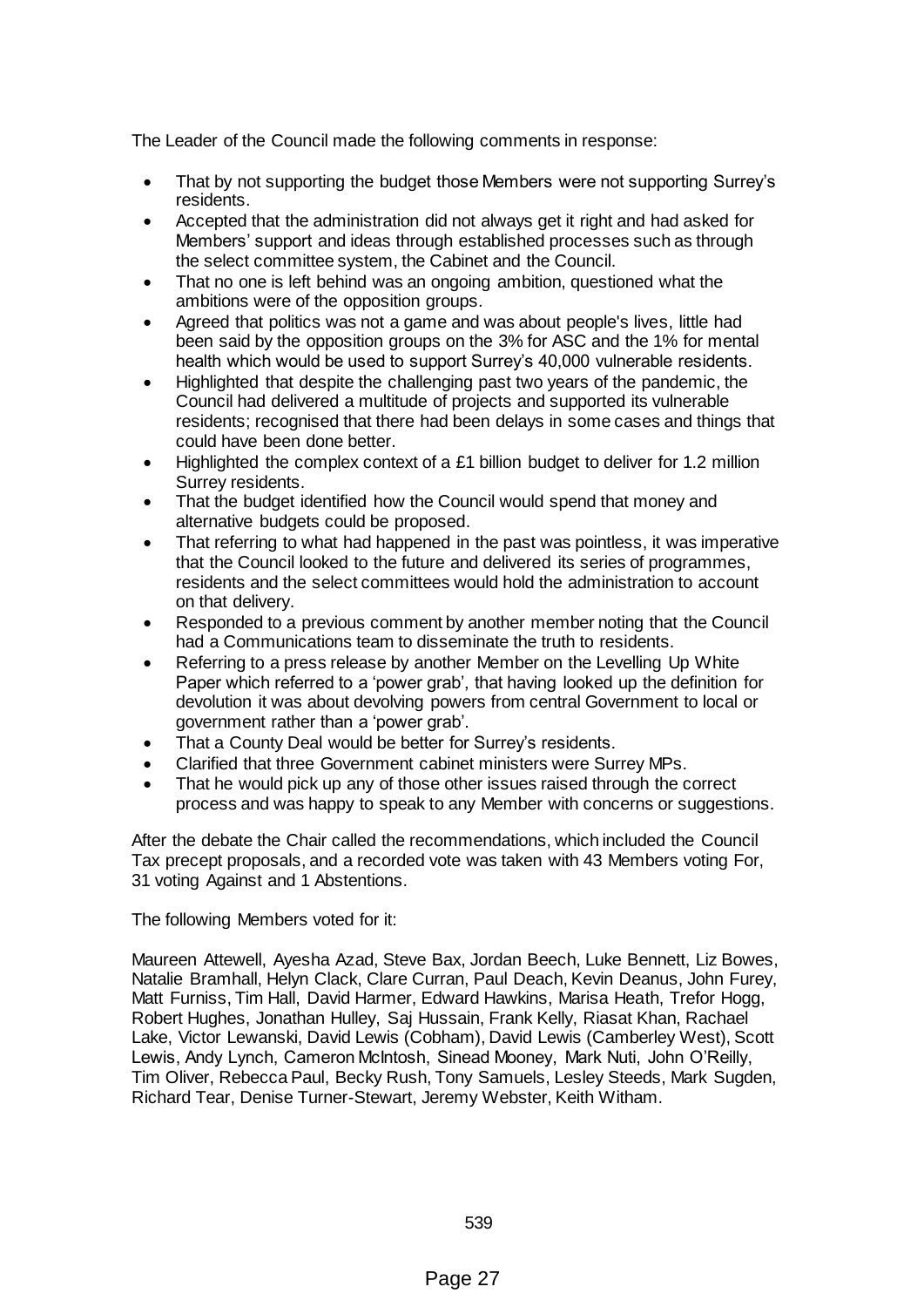The Leader of the Council made the following comments in response:

- That by not supporting the budget those Members were not supporting Surrey's residents.
- Accepted that the administration did not always get it right and had asked for Members' support and ideas through established processes such as through the select committee system, the Cabinet and the Council.
- That no one is left behind was an ongoing ambition, questioned what the ambitions were of the opposition groups.
- Agreed that politics was not a game and was about people's lives, little had been said by the opposition groups on the 3% for ASC and the 1% for mental health which would be used to support Surrey's 40,000 vulnerable residents.
- Highlighted that despite the challenging past two years of the pandemic, the Council had delivered a multitude of projects and supported its vulnerable residents; recognised that there had been delays in some cases and things that could have been done better.
- Highlighted the complex context of a £1 billion budget to deliver for 1.2 million Surrey residents.
- That the budget identified how the Council would spend that money and alternative budgets could be proposed.
- That referring to what had happened in the past was pointless, it was imperative that the Council looked to the future and delivered its series of programmes, residents and the select committees would hold the administration to account on that delivery.
- Responded to a previous comment by another member noting that the Council had a Communications team to disseminate the truth to residents.
- Referring to a press release by another Member on the Levelling Up White Paper which referred to a 'power grab', that having looked up the definition for devolution it was about devolving powers from central Government to local or government rather than a 'power grab'.
- That a County Deal would be better for Surrey's residents.
- Clarified that three Government cabinet ministers were Surrey MPs.
- That he would pick up any of those other issues raised through the correct process and was happy to speak to any Member with concerns or suggestions.

After the debate the Chair called the recommendations, which included the Council Tax precept proposals, and a recorded vote was taken with 43 Members voting For, 31 voting Against and 1 Abstentions.

The following Members voted for it:

Maureen Attewell, Ayesha Azad, Steve Bax, Jordan Beech, Luke Bennett, Liz Bowes, Natalie Bramhall, Helyn Clack, Clare Curran, Paul Deach, Kevin Deanus, John Furey, Matt Furniss, Tim Hall, David Harmer, Edward Hawkins, Marisa Heath, Trefor Hogg, Robert Hughes, Jonathan Hulley, Saj Hussain, Frank Kelly, Riasat Khan, Rachael Lake, Victor Lewanski, David Lewis (Cobham), David Lewis (Camberley West), Scott Lewis, Andy Lynch, Cameron McIntosh, Sinead Mooney, Mark Nuti, John O'Reilly, Tim Oliver, Rebecca Paul, Becky Rush, Tony Samuels, Lesley Steeds, Mark Sugden, Richard Tear, Denise Turner-Stewart, Jeremy Webster, Keith Witham.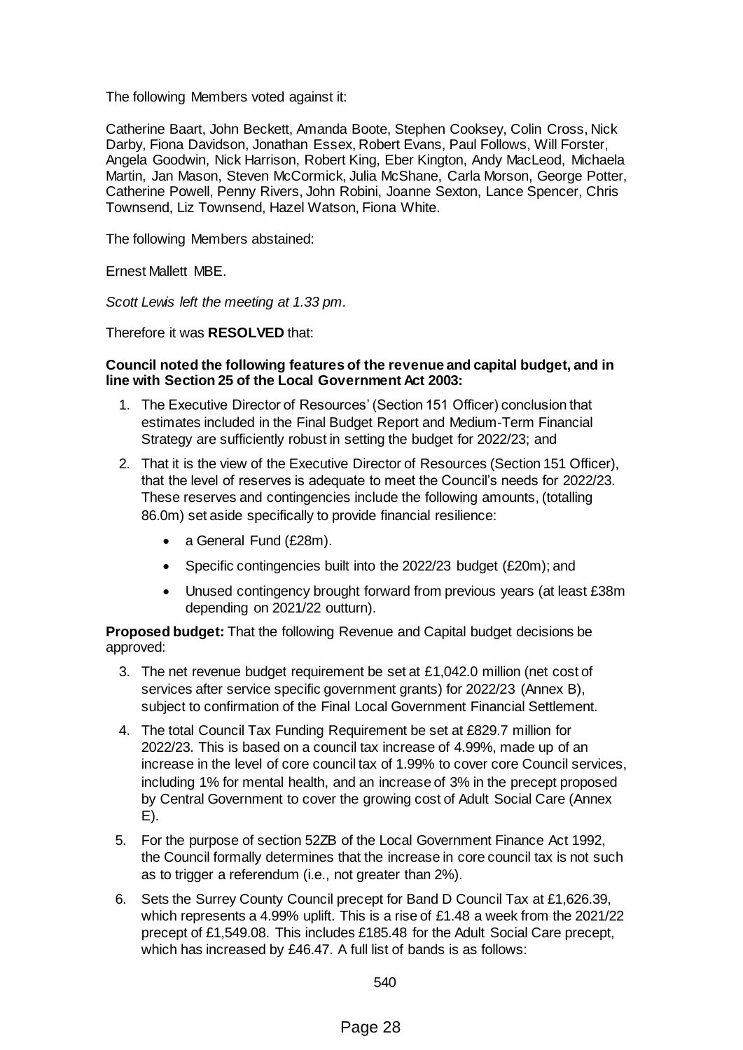The following Members voted against it:

Catherine Baart, John Beckett, Amanda Boote, Stephen Cooksey, Colin Cross, Nick Darby, Fiona Davidson, Jonathan Essex, Robert Evans, Paul Follows, Will Forster, Angela Goodwin, Nick Harrison, Robert King, Eber Kington, Andy MacLeod, Michaela Martin, Jan Mason, Steven McCormick, Julia McShane, Carla Morson, George Potter, Catherine Powell, Penny Rivers, John Robini, Joanne Sexton, Lance Spencer, Chris Townsend, Liz Townsend, Hazel Watson, Fiona White.

The following Members abstained:

Ernest Mallett MBE.

*Scott Lewis left the meeting at 1.33 pm.*

Therefore it was **RESOLVED** that:

**Council noted the following features of the revenue and capital budget, and in line with Section 25 of the Local Government Act 2003:**

1. The Executive Director of Resources' (Section 151 Officer) conclusion that estimates included in the Final Budget Report and Medium-Term Financial Strategy are sufficiently robust in setting the budget for 2022/23; and
2. That it is the view of the Executive Director of Resources (Section 151 Officer), that the level of reserves is adequate to meet the Council's needs for 2022/23. These reserves and contingencies include the following amounts, (totalling 86.0m) set aside specifically to provide financial resilience:
   - a General Fund (£28m).
   - Specific contingencies built into the 2022/23 budget (£20m); and
   - Unused contingency brought forward from previous years (at least £38m depending on 2021/22 outturn).

**Proposed budget:** That the following Revenue and Capital budget decisions be approved:

3. The net revenue budget requirement be set at £1,042.0 million (net cost of services after service specific government grants) for 2022/23 (Annex B), subject to confirmation of the Final Local Government Financial Settlement.
4. The total Council Tax Funding Requirement be set at £829.7 million for 2022/23. This is based on a council tax increase of 4.99%, made up of an increase in the level of core council tax of 1.99% to cover core Council services, including 1% for mental health, and an increase of 3% in the precept proposed by Central Government to cover the growing cost of Adult Social Care (Annex E).
5. For the purpose of section 52ZB of the Local Government Finance Act 1992, the Council formally determines that the increase in core council tax is not such as to trigger a referendum (i.e., not greater than 2%).
6. Sets the Surrey County Council precept for Band D Council Tax at £1,626.39, which represents a 4.99% uplift. This is a rise of £1.48 a week from the 2021/22 precept of £1,549.08. This includes £185.48 for the Adult Social Care precept, which has increased by £46.47. A full list of bands is as follows:

540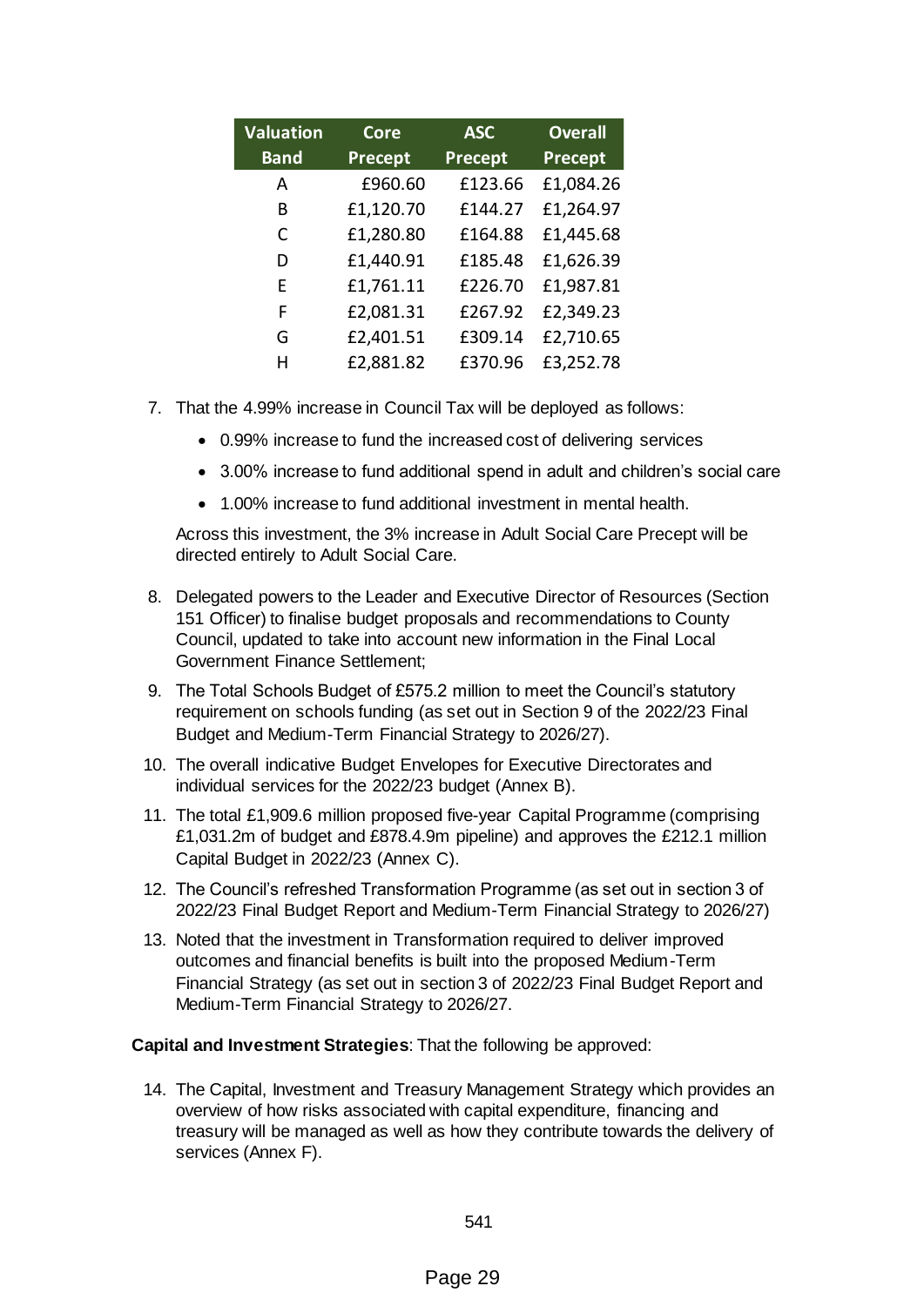| Valuation Band | Core Precept | ASC Precept | Overall Precept |
|---|---|---|---|
| A | £960.60 | £123.66 | £1,084.26 |
| B | £1,120.70 | £144.27 | £1,264.97 |
| C | £1,280.80 | £164.88 | £1,445.68 |
| D | £1,440.91 | £185.48 | £1,626.39 |
| E | £1,761.11 | £226.70 | £1,987.81 |
| F | £2,081.31 | £267.92 | £2,349.23 |
| G | £2,401.51 | £309.14 | £2,710.65 |
| H | £2,881.82 | £370.96 | £3,252.78 |

7. That the 4.99% increase in Council Tax will be deployed as follows:
   - 0.99% increase to fund the increased cost of delivering services
   - 3.00% increase to fund additional spend in adult and children's social care
   - 1.00% increase to fund additional investment in mental health.

   Across this investment, the 3% increase in Adult Social Care Precept will be directed entirely to Adult Social Care.

8. Delegated powers to the Leader and Executive Director of Resources (Section 151 Officer) to finalise budget proposals and recommendations to County Council, updated to take into account new information in the Final Local Government Finance Settlement;
9. The Total Schools Budget of £575.2 million to meet the Council's statutory requirement on schools funding (as set out in Section 9 of the 2022/23 Final Budget and Medium-Term Financial Strategy to 2026/27).
10. The overall indicative Budget Envelopes for Executive Directorates and individual services for the 2022/23 budget (Annex B).
11. The total £1,909.6 million proposed five-year Capital Programme (comprising £1,031.2m of budget and £878.4.9m pipeline) and approves the £212.1 million Capital Budget in 2022/23 (Annex C).
12. The Council's refreshed Transformation Programme (as set out in section 3 of 2022/23 Final Budget Report and Medium-Term Financial Strategy to 2026/27)
13. Noted that the investment in Transformation required to deliver improved outcomes and financial benefits is built into the proposed Medium-Term Financial Strategy (as set out in section 3 of 2022/23 Final Budget Report and Medium-Term Financial Strategy to 2026/27.

**Capital and Investment Strategies**: That the following be approved:

14. The Capital, Investment and Treasury Management Strategy which provides an overview of how risks associated with capital expenditure, financing and treasury will be managed as well as how they contribute towards the delivery of services (Annex F).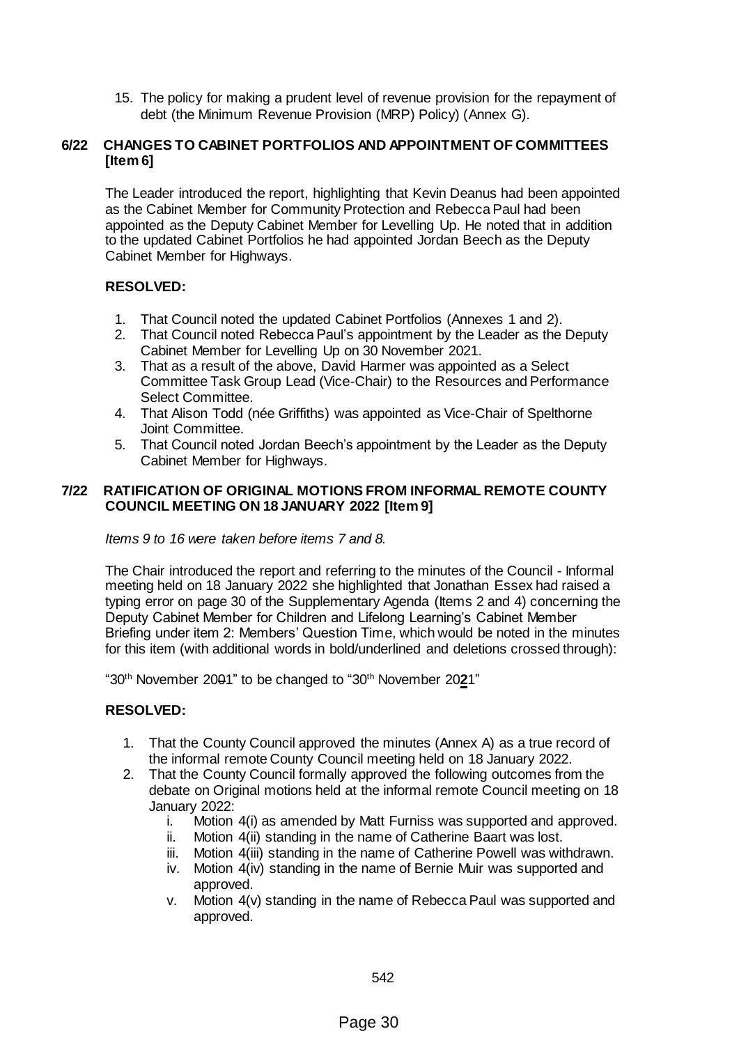15. The policy for making a prudent level of revenue provision for the repayment of debt (the Minimum Revenue Provision (MRP) Policy) (Annex G).

## 6/22 CHANGES TO CABINET PORTFOLIOS AND APPOINTMENT OF COMMITTEES [Item 6]

The Leader introduced the report, highlighting that Kevin Deanus had been appointed as the Cabinet Member for Community Protection and Rebecca Paul had been appointed as the Deputy Cabinet Member for Levelling Up. He noted that in addition to the updated Cabinet Portfolios he had appointed Jordan Beech as the Deputy Cabinet Member for Highways.

**RESOLVED:**

1. That Council noted the updated Cabinet Portfolios (Annexes 1 and 2).
2. That Council noted Rebecca Paul's appointment by the Leader as the Deputy Cabinet Member for Levelling Up on 30 November 2021.
3. That as a result of the above, David Harmer was appointed as a Select Committee Task Group Lead (Vice-Chair) to the Resources and Performance Select Committee.
4. That Alison Todd (née Griffiths) was appointed as Vice-Chair of Spelthorne Joint Committee.
5. That Council noted Jordan Beech's appointment by the Leader as the Deputy Cabinet Member for Highways.

## 7/22 RATIFICATION OF ORIGINAL MOTIONS FROM INFORMAL REMOTE COUNTY COUNCIL MEETING ON 18 JANUARY 2022 [Item 9]

*Items 9 to 16 were taken before items 7 and 8.*

The Chair introduced the report and referring to the minutes of the Council - Informal meeting held on 18 January 2022 she highlighted that Jonathan Essex had raised a typing error on page 30 of the Supplementary Agenda (Items 2 and 4) concerning the Deputy Cabinet Member for Children and Lifelong Learning's Cabinet Member Briefing under item 2: Members' Question Time, which would be noted in the minutes for this item (with additional words in bold/underlined and deletions crossed through):

"30th November 20~~0~~01" to be changed to "30th November 20**<u>2</u>**1"

**RESOLVED:**

1. That the County Council approved the minutes (Annex A) as a true record of the informal remote County Council meeting held on 18 January 2022.
2. That the County Council formally approved the following outcomes from the debate on Original motions held at the informal remote Council meeting on 18 January 2022:
   i. Motion 4(i) as amended by Matt Furniss was supported and approved.
   ii. Motion 4(ii) standing in the name of Catherine Baart was lost.
   iii. Motion 4(iii) standing in the name of Catherine Powell was withdrawn.
   iv. Motion 4(iv) standing in the name of Bernie Muir was supported and approved.
   v. Motion 4(v) standing in the name of Rebecca Paul was supported and approved.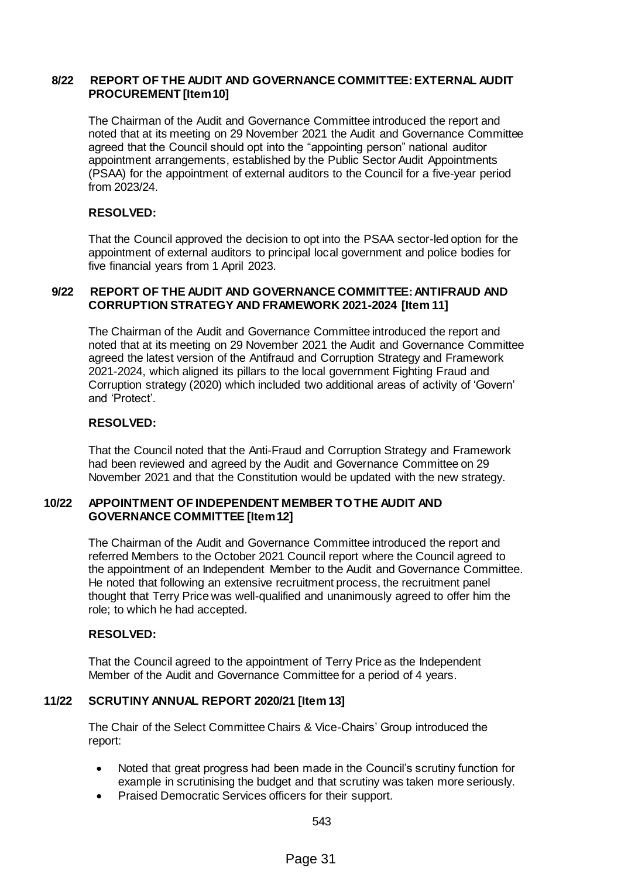## 8/22 REPORT OF THE AUDIT AND GOVERNANCE COMMITTEE: EXTERNAL AUDIT PROCUREMENT [Item 10]

The Chairman of the Audit and Governance Committee introduced the report and noted that at its meeting on 29 November 2021 the Audit and Governance Committee agreed that the Council should opt into the "appointing person" national auditor appointment arrangements, established by the Public Sector Audit Appointments (PSAA) for the appointment of external auditors to the Council for a five-year period from 2023/24.

**RESOLVED:**

That the Council approved the decision to opt into the PSAA sector-led option for the appointment of external auditors to principal local government and police bodies for five financial years from 1 April 2023.

## 9/22 REPORT OF THE AUDIT AND GOVERNANCE COMMITTEE: ANTIFRAUD AND CORRUPTION STRATEGY AND FRAMEWORK 2021-2024 [Item 11]

The Chairman of the Audit and Governance Committee introduced the report and noted that at its meeting on 29 November 2021 the Audit and Governance Committee agreed the latest version of the Antifraud and Corruption Strategy and Framework 2021-2024, which aligned its pillars to the local government Fighting Fraud and Corruption strategy (2020) which included two additional areas of activity of 'Govern' and 'Protect'.

**RESOLVED:**

That the Council noted that the Anti-Fraud and Corruption Strategy and Framework had been reviewed and agreed by the Audit and Governance Committee on 29 November 2021 and that the Constitution would be updated with the new strategy.

## 10/22 APPOINTMENT OF INDEPENDENT MEMBER TO THE AUDIT AND GOVERNANCE COMMITTEE [Item 12]

The Chairman of the Audit and Governance Committee introduced the report and referred Members to the October 2021 Council report where the Council agreed to the appointment of an Independent Member to the Audit and Governance Committee. He noted that following an extensive recruitment process, the recruitment panel thought that Terry Price was well-qualified and unanimously agreed to offer him the role; to which he had accepted.

**RESOLVED:**

That the Council agreed to the appointment of Terry Price as the Independent Member of the Audit and Governance Committee for a period of 4 years.

## 11/22 SCRUTINY ANNUAL REPORT 2020/21 [Item 13]

The Chair of the Select Committee Chairs & Vice-Chairs' Group introduced the report:

- Noted that great progress had been made in the Council's scrutiny function for example in scrutinising the budget and that scrutiny was taken more seriously.
- Praised Democratic Services officers for their support.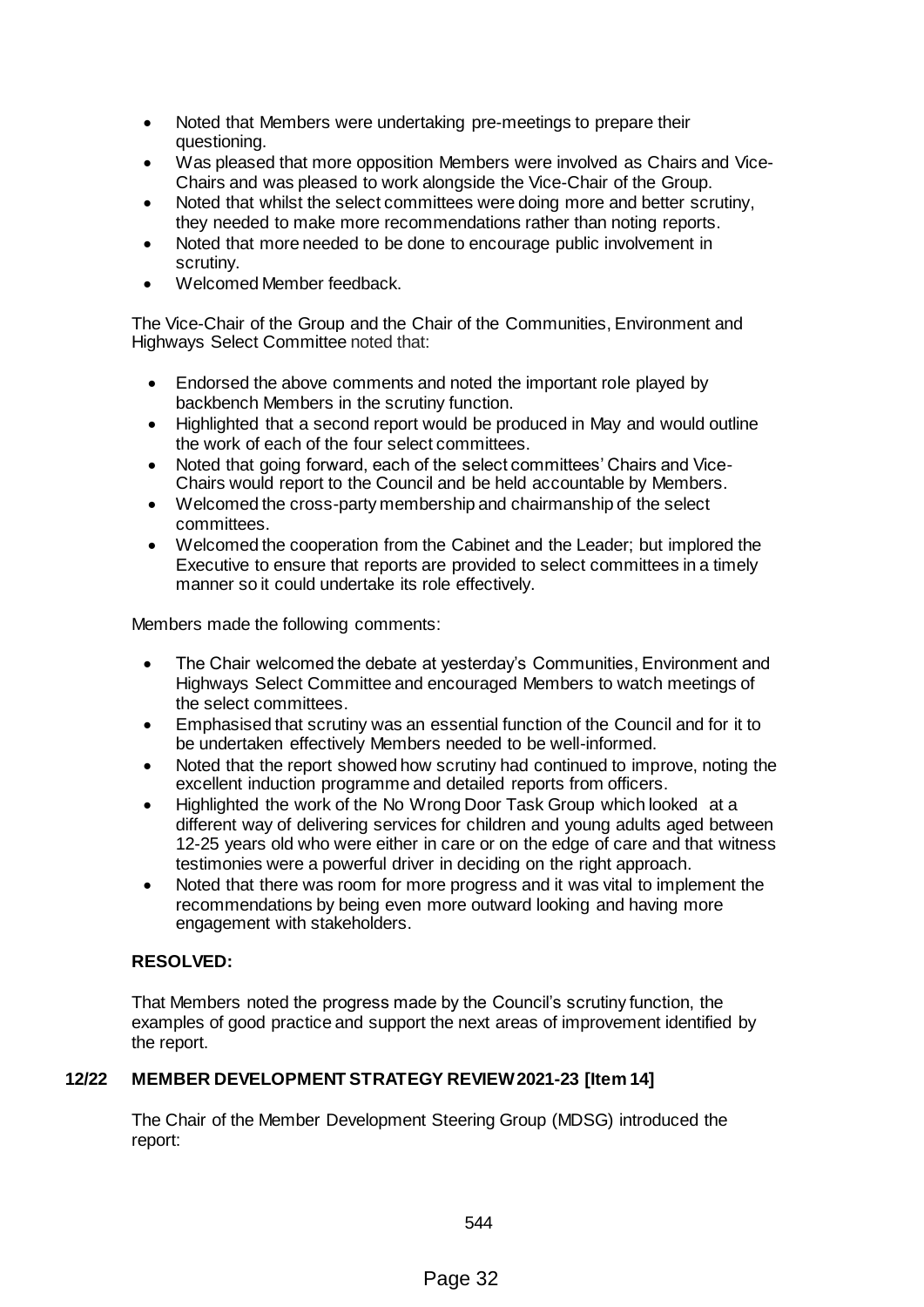- Noted that Members were undertaking pre-meetings to prepare their questioning.
- Was pleased that more opposition Members were involved as Chairs and Vice-Chairs and was pleased to work alongside the Vice-Chair of the Group.
- Noted that whilst the select committees were doing more and better scrutiny, they needed to make more recommendations rather than noting reports.
- Noted that more needed to be done to encourage public involvement in scrutiny.
- Welcomed Member feedback.

The Vice-Chair of the Group and the Chair of the Communities, Environment and Highways Select Committee noted that:

- Endorsed the above comments and noted the important role played by backbench Members in the scrutiny function.
- Highlighted that a second report would be produced in May and would outline the work of each of the four select committees.
- Noted that going forward, each of the select committees' Chairs and Vice-Chairs would report to the Council and be held accountable by Members.
- Welcomed the cross-party membership and chairmanship of the select committees.
- Welcomed the cooperation from the Cabinet and the Leader; but implored the Executive to ensure that reports are provided to select committees in a timely manner so it could undertake its role effectively.

Members made the following comments:

- The Chair welcomed the debate at yesterday's Communities, Environment and Highways Select Committee and encouraged Members to watch meetings of the select committees.
- Emphasised that scrutiny was an essential function of the Council and for it to be undertaken effectively Members needed to be well-informed.
- Noted that the report showed how scrutiny had continued to improve, noting the excellent induction programme and detailed reports from officers.
- Highlighted the work of the No Wrong Door Task Group which looked at a different way of delivering services for children and young adults aged between 12-25 years old who were either in care or on the edge of care and that witness testimonies were a powerful driver in deciding on the right approach.
- Noted that there was room for more progress and it was vital to implement the recommendations by being even more outward looking and having more engagement with stakeholders.

**RESOLVED:**

That Members noted the progress made by the Council's scrutiny function, the examples of good practice and support the next areas of improvement identified by the report.

## 12/22 MEMBER DEVELOPMENT STRATEGY REVIEW 2021-23 [Item 14]

The Chair of the Member Development Steering Group (MDSG) introduced the report: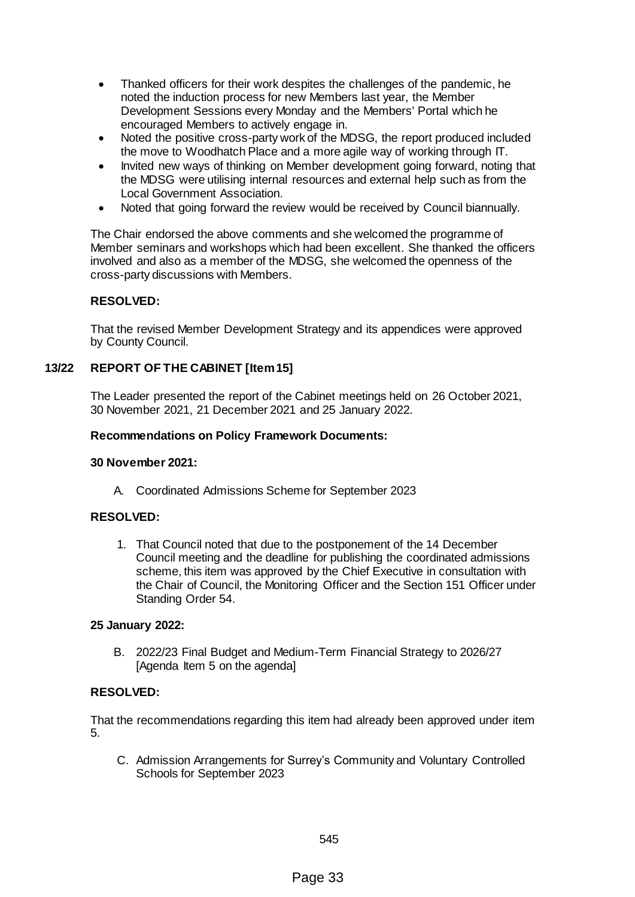- Thanked officers for their work despites the challenges of the pandemic, he noted the induction process for new Members last year, the Member Development Sessions every Monday and the Members' Portal which he encouraged Members to actively engage in.
- Noted the positive cross-party work of the MDSG, the report produced included the move to Woodhatch Place and a more agile way of working through IT.
- Invited new ways of thinking on Member development going forward, noting that the MDSG were utilising internal resources and external help such as from the Local Government Association.
- Noted that going forward the review would be received by Council biannually.

The Chair endorsed the above comments and she welcomed the programme of Member seminars and workshops which had been excellent. She thanked the officers involved and also as a member of the MDSG, she welcomed the openness of the cross-party discussions with Members.

**RESOLVED:**

That the revised Member Development Strategy and its appendices were approved by County Council.

## 13/22 REPORT OF THE CABINET [Item 15]

The Leader presented the report of the Cabinet meetings held on 26 October 2021, 30 November 2021, 21 December 2021 and 25 January 2022.

**Recommendations on Policy Framework Documents:**

**30 November 2021:**

A. Coordinated Admissions Scheme for September 2023

**RESOLVED:**

1. That Council noted that due to the postponement of the 14 December Council meeting and the deadline for publishing the coordinated admissions scheme, this item was approved by the Chief Executive in consultation with the Chair of Council, the Monitoring Officer and the Section 151 Officer under Standing Order 54.

**25 January 2022:**

B. 2022/23 Final Budget and Medium-Term Financial Strategy to 2026/27 [Agenda Item 5 on the agenda]

**RESOLVED:**

That the recommendations regarding this item had already been approved under item 5.

C. Admission Arrangements for Surrey's Community and Voluntary Controlled Schools for September 2023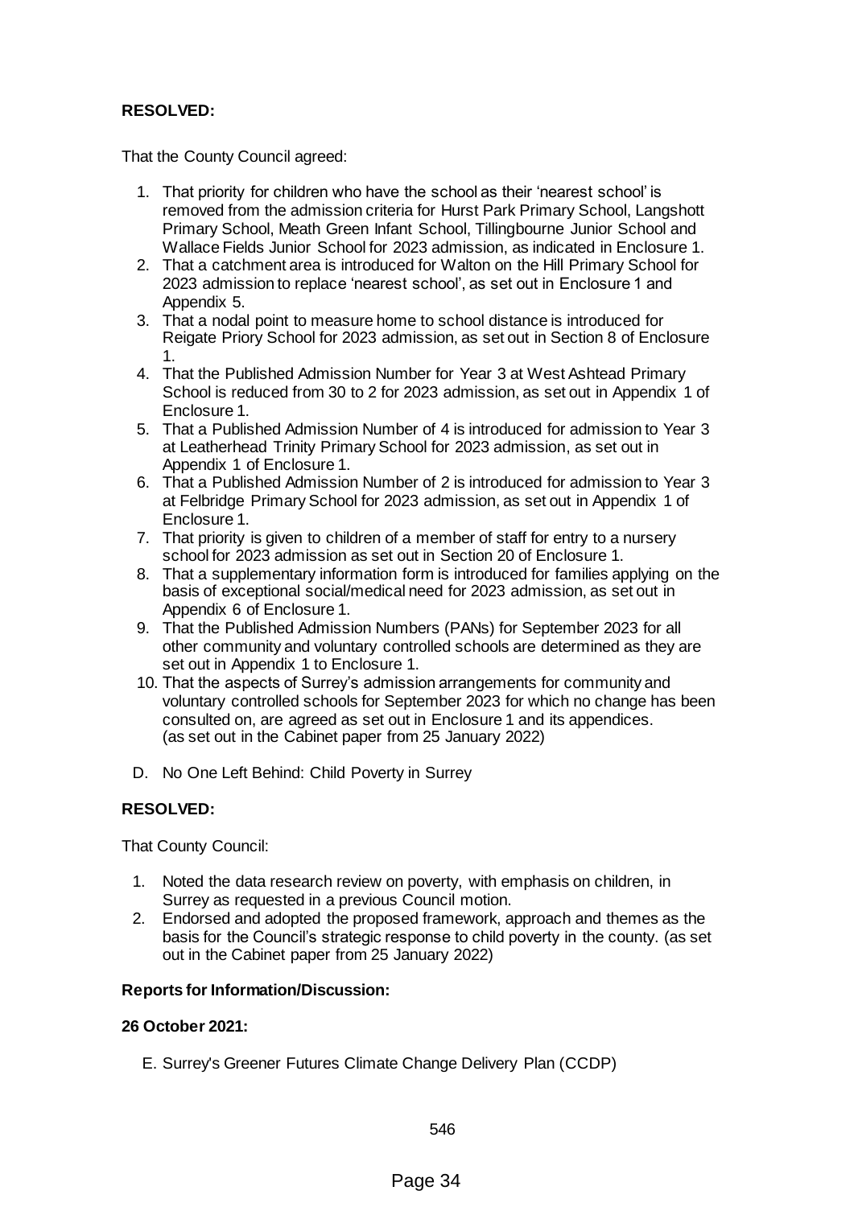**RESOLVED:**

That the County Council agreed:

1. That priority for children who have the school as their 'nearest school' is removed from the admission criteria for Hurst Park Primary School, Langshott Primary School, Meath Green Infant School, Tillingbourne Junior School and Wallace Fields Junior School for 2023 admission, as indicated in Enclosure 1.
2. That a catchment area is introduced for Walton on the Hill Primary School for 2023 admission to replace 'nearest school', as set out in Enclosure 1 and Appendix 5.
3. That a nodal point to measure home to school distance is introduced for Reigate Priory School for 2023 admission, as set out in Section 8 of Enclosure 1.
4. That the Published Admission Number for Year 3 at West Ashtead Primary School is reduced from 30 to 2 for 2023 admission, as set out in Appendix 1 of Enclosure 1.
5. That a Published Admission Number of 4 is introduced for admission to Year 3 at Leatherhead Trinity Primary School for 2023 admission, as set out in Appendix 1 of Enclosure 1.
6. That a Published Admission Number of 2 is introduced for admission to Year 3 at Felbridge Primary School for 2023 admission, as set out in Appendix 1 of Enclosure 1.
7. That priority is given to children of a member of staff for entry to a nursery school for 2023 admission as set out in Section 20 of Enclosure 1.
8. That a supplementary information form is introduced for families applying on the basis of exceptional social/medical need for 2023 admission, as set out in Appendix 6 of Enclosure 1.
9. That the Published Admission Numbers (PANs) for September 2023 for all other community and voluntary controlled schools are determined as they are set out in Appendix 1 to Enclosure 1.
10. That the aspects of Surrey's admission arrangements for community and voluntary controlled schools for September 2023 for which no change has been consulted on, are agreed as set out in Enclosure 1 and its appendices. (as set out in the Cabinet paper from 25 January 2022)

D. No One Left Behind: Child Poverty in Surrey

**RESOLVED:**

That County Council:

1. Noted the data research review on poverty, with emphasis on children, in Surrey as requested in a previous Council motion.
2. Endorsed and adopted the proposed framework, approach and themes as the basis for the Council's strategic response to child poverty in the county. (as set out in the Cabinet paper from 25 January 2022)

**Reports for Information/Discussion:**

**26 October 2021:**

E. Surrey's Greener Futures Climate Change Delivery Plan (CCDP)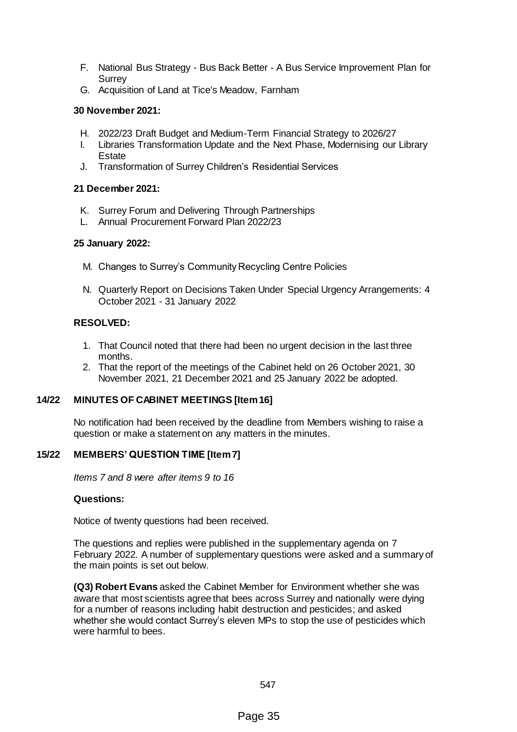F. National Bus Strategy - Bus Back Better - A Bus Service Improvement Plan for Surrey
G. Acquisition of Land at Tice's Meadow, Farnham

**30 November 2021:**

H. 2022/23 Draft Budget and Medium-Term Financial Strategy to 2026/27
I. Libraries Transformation Update and the Next Phase, Modernising our Library Estate
J. Transformation of Surrey Children's Residential Services

**21 December 2021:**

K. Surrey Forum and Delivering Through Partnerships
L. Annual Procurement Forward Plan 2022/23

**25 January 2022:**

M. Changes to Surrey's Community Recycling Centre Policies

N. Quarterly Report on Decisions Taken Under Special Urgency Arrangements: 4 October 2021 - 31 January 2022

**RESOLVED:**

1. That Council noted that there had been no urgent decision in the last three months.
2. That the report of the meetings of the Cabinet held on 26 October 2021, 30 November 2021, 21 December 2021 and 25 January 2022 be adopted.

## 14/22 MINUTES OF CABINET MEETINGS [Item 16]

No notification had been received by the deadline from Members wishing to raise a question or make a statement on any matters in the minutes.

## 15/22 MEMBERS' QUESTION TIME [Item 7]

*Items 7 and 8 were after items 9 to 16*

**Questions:**

Notice of twenty questions had been received.

The questions and replies were published in the supplementary agenda on 7 February 2022. A number of supplementary questions were asked and a summary of the main points is set out below.

**(Q3) Robert Evans** asked the Cabinet Member for Environment whether she was aware that most scientists agree that bees across Surrey and nationally were dying for a number of reasons including habit destruction and pesticides; and asked whether she would contact Surrey's eleven MPs to stop the use of pesticides which were harmful to bees.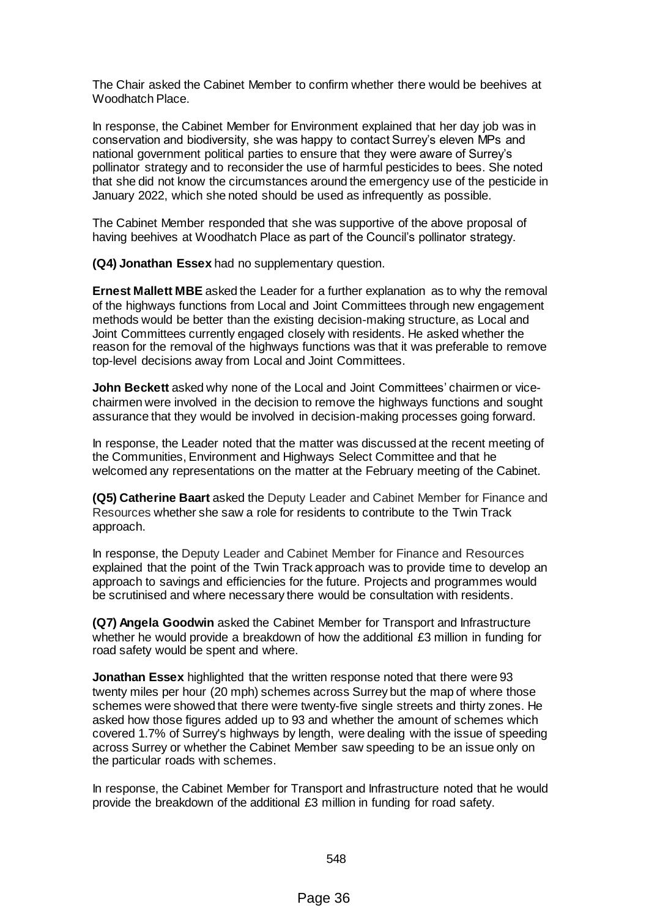The Chair asked the Cabinet Member to confirm whether there would be beehives at Woodhatch Place.

In response, the Cabinet Member for Environment explained that her day job was in conservation and biodiversity, she was happy to contact Surrey's eleven MPs and national government political parties to ensure that they were aware of Surrey's pollinator strategy and to reconsider the use of harmful pesticides to bees. She noted that she did not know the circumstances around the emergency use of the pesticide in January 2022, which she noted should be used as infrequently as possible.

The Cabinet Member responded that she was supportive of the above proposal of having beehives at Woodhatch Place as part of the Council's pollinator strategy.

**(Q4) Jonathan Essex** had no supplementary question.

**Ernest Mallett MBE** asked the Leader for a further explanation as to why the removal of the highways functions from Local and Joint Committees through new engagement methods would be better than the existing decision-making structure, as Local and Joint Committees currently engaged closely with residents. He asked whether the reason for the removal of the highways functions was that it was preferable to remove top-level decisions away from Local and Joint Committees.

**John Beckett** asked why none of the Local and Joint Committees' chairmen or vice-chairmen were involved in the decision to remove the highways functions and sought assurance that they would be involved in decision-making processes going forward.

In response, the Leader noted that the matter was discussed at the recent meeting of the Communities, Environment and Highways Select Committee and that he welcomed any representations on the matter at the February meeting of the Cabinet.

**(Q5) Catherine Baart** asked the Deputy Leader and Cabinet Member for Finance and Resources whether she saw a role for residents to contribute to the Twin Track approach.

In response, the Deputy Leader and Cabinet Member for Finance and Resources explained that the point of the Twin Track approach was to provide time to develop an approach to savings and efficiencies for the future. Projects and programmes would be scrutinised and where necessary there would be consultation with residents.

**(Q7) Angela Goodwin** asked the Cabinet Member for Transport and Infrastructure whether he would provide a breakdown of how the additional £3 million in funding for road safety would be spent and where.

**Jonathan Essex** highlighted that the written response noted that there were 93 twenty miles per hour (20 mph) schemes across Surrey but the map of where those schemes were showed that there were twenty-five single streets and thirty zones. He asked how those figures added up to 93 and whether the amount of schemes which covered 1.7% of Surrey's highways by length, were dealing with the issue of speeding across Surrey or whether the Cabinet Member saw speeding to be an issue only on the particular roads with schemes.

In response, the Cabinet Member for Transport and Infrastructure noted that he would provide the breakdown of the additional £3 million in funding for road safety.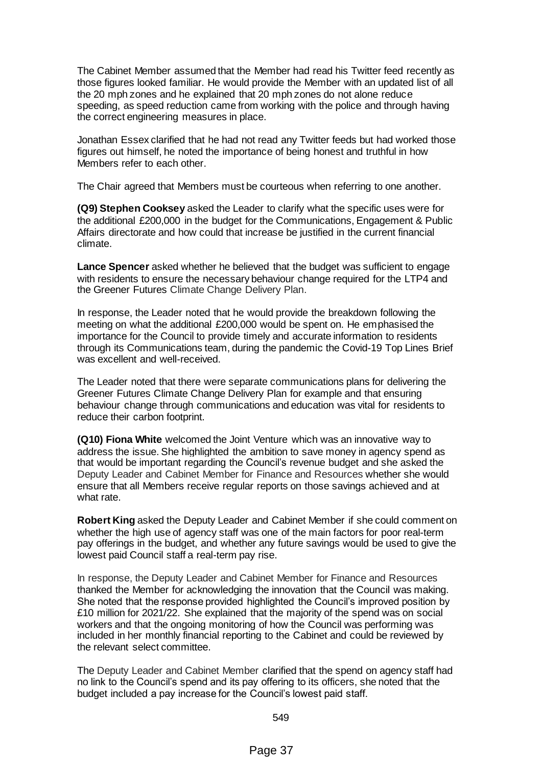The Cabinet Member assumed that the Member had read his Twitter feed recently as those figures looked familiar. He would provide the Member with an updated list of all the 20 mph zones and he explained that 20 mph zones do not alone reduce speeding, as speed reduction came from working with the police and through having the correct engineering measures in place.

Jonathan Essex clarified that he had not read any Twitter feeds but had worked those figures out himself, he noted the importance of being honest and truthful in how Members refer to each other.

The Chair agreed that Members must be courteous when referring to one another.

**(Q9) Stephen Cooksey** asked the Leader to clarify what the specific uses were for the additional £200,000 in the budget for the Communications, Engagement & Public Affairs directorate and how could that increase be justified in the current financial climate.

**Lance Spencer** asked whether he believed that the budget was sufficient to engage with residents to ensure the necessary behaviour change required for the LTP4 and the Greener Futures Climate Change Delivery Plan.

In response, the Leader noted that he would provide the breakdown following the meeting on what the additional £200,000 would be spent on. He emphasised the importance for the Council to provide timely and accurate information to residents through its Communications team, during the pandemic the Covid-19 Top Lines Brief was excellent and well-received.

The Leader noted that there were separate communications plans for delivering the Greener Futures Climate Change Delivery Plan for example and that ensuring behaviour change through communications and education was vital for residents to reduce their carbon footprint.

**(Q10) Fiona White** welcomed the Joint Venture which was an innovative way to address the issue. She highlighted the ambition to save money in agency spend as that would be important regarding the Council's revenue budget and she asked the Deputy Leader and Cabinet Member for Finance and Resources whether she would ensure that all Members receive regular reports on those savings achieved and at what rate.

**Robert King** asked the Deputy Leader and Cabinet Member if she could comment on whether the high use of agency staff was one of the main factors for poor real-term pay offerings in the budget, and whether any future savings would be used to give the lowest paid Council staff a real-term pay rise.

In response, the Deputy Leader and Cabinet Member for Finance and Resources thanked the Member for acknowledging the innovation that the Council was making. She noted that the response provided highlighted the Council's improved position by £10 million for 2021/22. She explained that the majority of the spend was on social workers and that the ongoing monitoring of how the Council was performing was included in her monthly financial reporting to the Cabinet and could be reviewed by the relevant select committee.

The Deputy Leader and Cabinet Member clarified that the spend on agency staff had no link to the Council's spend and its pay offering to its officers, she noted that the budget included a pay increase for the Council's lowest paid staff.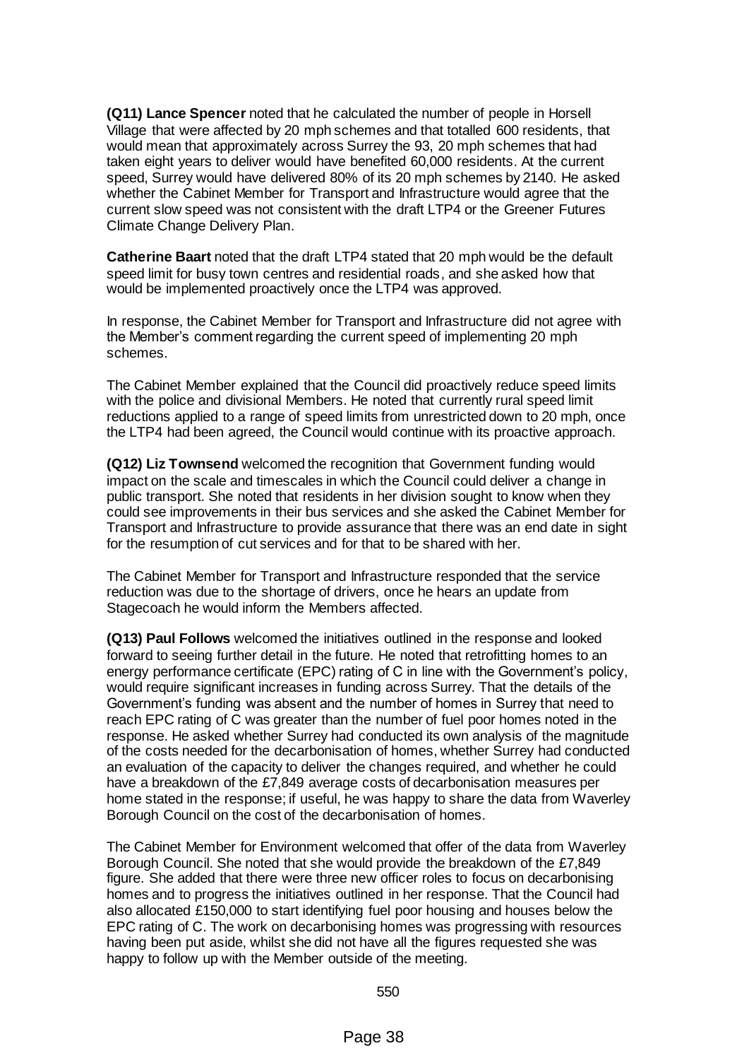**(Q11) Lance Spencer** noted that he calculated the number of people in Horsell Village that were affected by 20 mph schemes and that totalled 600 residents, that would mean that approximately across Surrey the 93, 20 mph schemes that had taken eight years to deliver would have benefited 60,000 residents. At the current speed, Surrey would have delivered 80% of its 20 mph schemes by 2140. He asked whether the Cabinet Member for Transport and Infrastructure would agree that the current slow speed was not consistent with the draft LTP4 or the Greener Futures Climate Change Delivery Plan.

**Catherine Baart** noted that the draft LTP4 stated that 20 mph would be the default speed limit for busy town centres and residential roads, and she asked how that would be implemented proactively once the LTP4 was approved.

In response, the Cabinet Member for Transport and Infrastructure did not agree with the Member's comment regarding the current speed of implementing 20 mph schemes.

The Cabinet Member explained that the Council did proactively reduce speed limits with the police and divisional Members. He noted that currently rural speed limit reductions applied to a range of speed limits from unrestricted down to 20 mph, once the LTP4 had been agreed, the Council would continue with its proactive approach.

**(Q12) Liz Townsend** welcomed the recognition that Government funding would impact on the scale and timescales in which the Council could deliver a change in public transport. She noted that residents in her division sought to know when they could see improvements in their bus services and she asked the Cabinet Member for Transport and Infrastructure to provide assurance that there was an end date in sight for the resumption of cut services and for that to be shared with her.

The Cabinet Member for Transport and Infrastructure responded that the service reduction was due to the shortage of drivers, once he hears an update from Stagecoach he would inform the Members affected.

**(Q13) Paul Follows** welcomed the initiatives outlined in the response and looked forward to seeing further detail in the future. He noted that retrofitting homes to an energy performance certificate (EPC) rating of C in line with the Government's policy, would require significant increases in funding across Surrey. That the details of the Government's funding was absent and the number of homes in Surrey that need to reach EPC rating of C was greater than the number of fuel poor homes noted in the response. He asked whether Surrey had conducted its own analysis of the magnitude of the costs needed for the decarbonisation of homes, whether Surrey had conducted an evaluation of the capacity to deliver the changes required, and whether he could have a breakdown of the £7,849 average costs of decarbonisation measures per home stated in the response; if useful, he was happy to share the data from Waverley Borough Council on the cost of the decarbonisation of homes.

The Cabinet Member for Environment welcomed that offer of the data from Waverley Borough Council. She noted that she would provide the breakdown of the £7,849 figure. She added that there were three new officer roles to focus on decarbonising homes and to progress the initiatives outlined in her response. That the Council had also allocated £150,000 to start identifying fuel poor housing and houses below the EPC rating of C. The work on decarbonising homes was progressing with resources having been put aside, whilst she did not have all the figures requested she was happy to follow up with the Member outside of the meeting.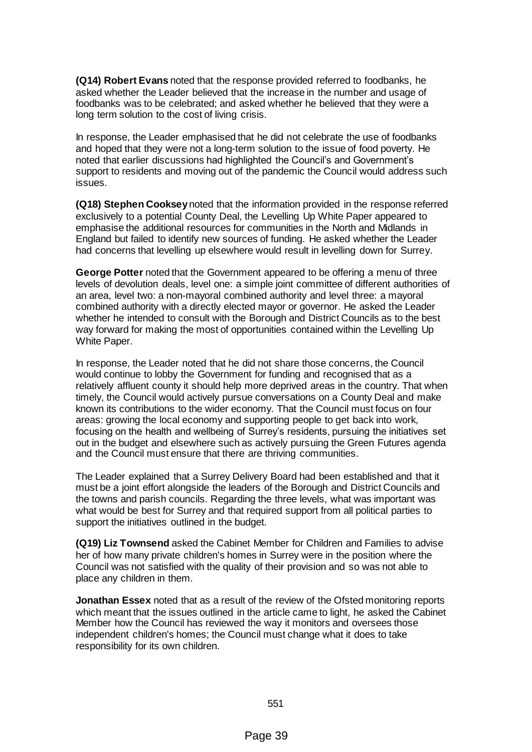**(Q14) Robert Evans** noted that the response provided referred to foodbanks, he asked whether the Leader believed that the increase in the number and usage of foodbanks was to be celebrated; and asked whether he believed that they were a long term solution to the cost of living crisis.

In response, the Leader emphasised that he did not celebrate the use of foodbanks and hoped that they were not a long-term solution to the issue of food poverty. He noted that earlier discussions had highlighted the Council's and Government's support to residents and moving out of the pandemic the Council would address such issues.

**(Q18) Stephen Cooksey** noted that the information provided in the response referred exclusively to a potential County Deal, the Levelling Up White Paper appeared to emphasise the additional resources for communities in the North and Midlands in England but failed to identify new sources of funding. He asked whether the Leader had concerns that levelling up elsewhere would result in levelling down for Surrey.

**George Potter** noted that the Government appeared to be offering a menu of three levels of devolution deals, level one: a simple joint committee of different authorities of an area, level two: a non-mayoral combined authority and level three: a mayoral combined authority with a directly elected mayor or governor. He asked the Leader whether he intended to consult with the Borough and District Councils as to the best way forward for making the most of opportunities contained within the Levelling Up White Paper.

In response, the Leader noted that he did not share those concerns, the Council would continue to lobby the Government for funding and recognised that as a relatively affluent county it should help more deprived areas in the country. That when timely, the Council would actively pursue conversations on a County Deal and make known its contributions to the wider economy. That the Council must focus on four areas: growing the local economy and supporting people to get back into work, focusing on the health and wellbeing of Surrey's residents, pursuing the initiatives set out in the budget and elsewhere such as actively pursuing the Green Futures agenda and the Council must ensure that there are thriving communities.

The Leader explained that a Surrey Delivery Board had been established and that it must be a joint effort alongside the leaders of the Borough and District Councils and the towns and parish councils. Regarding the three levels, what was important was what would be best for Surrey and that required support from all political parties to support the initiatives outlined in the budget.

**(Q19) Liz Townsend** asked the Cabinet Member for Children and Families to advise her of how many private children's homes in Surrey were in the position where the Council was not satisfied with the quality of their provision and so was not able to place any children in them.

**Jonathan Essex** noted that as a result of the review of the Ofsted monitoring reports which meant that the issues outlined in the article came to light, he asked the Cabinet Member how the Council has reviewed the way it monitors and oversees those independent children's homes; the Council must change what it does to take responsibility for its own children.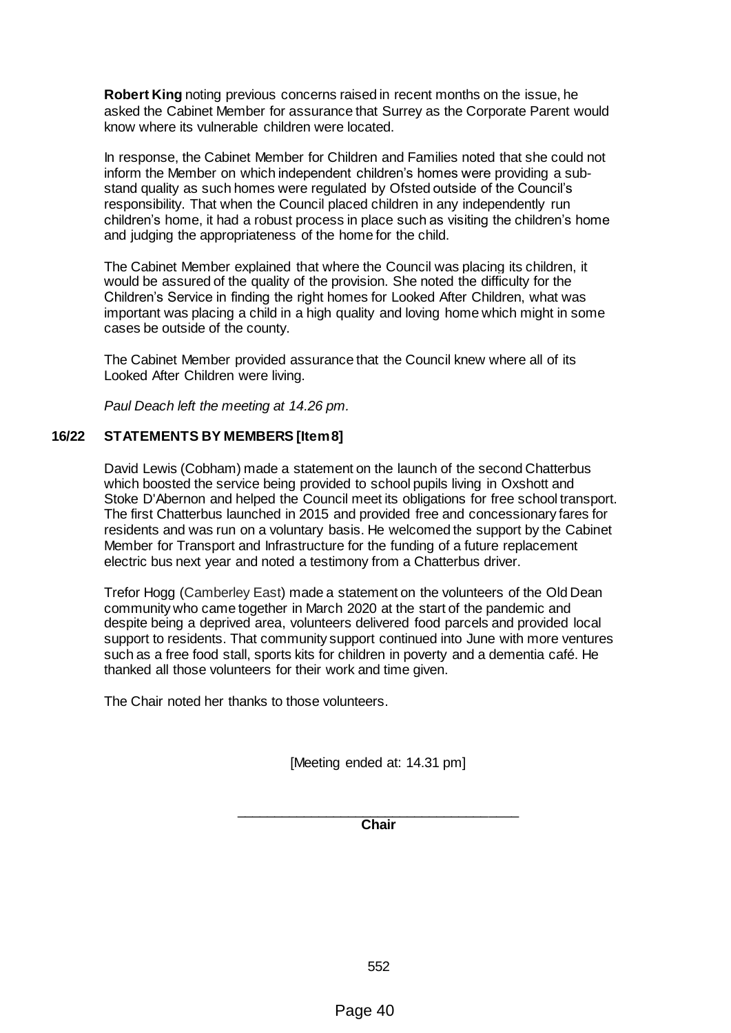**Robert King** noting previous concerns raised in recent months on the issue, he asked the Cabinet Member for assurance that Surrey as the Corporate Parent would know where its vulnerable children were located.

In response, the Cabinet Member for Children and Families noted that she could not inform the Member on which independent children's homes were providing a sub-stand quality as such homes were regulated by Ofsted outside of the Council's responsibility. That when the Council placed children in any independently run children's home, it had a robust process in place such as visiting the children's home and judging the appropriateness of the home for the child.

The Cabinet Member explained that where the Council was placing its children, it would be assured of the quality of the provision. She noted the difficulty for the Children's Service in finding the right homes for Looked After Children, what was important was placing a child in a high quality and loving home which might in some cases be outside of the county.

The Cabinet Member provided assurance that the Council knew where all of its Looked After Children were living.

*Paul Deach left the meeting at 14.26 pm.*

## 16/22 STATEMENTS BY MEMBERS [Item 8]

David Lewis (Cobham) made a statement on the launch of the second Chatterbus which boosted the service being provided to school pupils living in Oxshott and Stoke D'Abernon and helped the Council meet its obligations for free school transport. The first Chatterbus launched in 2015 and provided free and concessionary fares for residents and was run on a voluntary basis. He welcomed the support by the Cabinet Member for Transport and Infrastructure for the funding of a future replacement electric bus next year and noted a testimony from a Chatterbus driver.

Trefor Hogg (Camberley East) made a statement on the volunteers of the Old Dean community who came together in March 2020 at the start of the pandemic and despite being a deprived area, volunteers delivered food parcels and provided local support to residents. That community support continued into June with more ventures such as a free food stall, sports kits for children in poverty and a dementia café. He thanked all those volunteers for their work and time given.

The Chair noted her thanks to those volunteers.

[Meeting ended at: 14.31 pm]

\_\_\_\_\_\_\_\_\_\_\_\_\_\_\_\_\_\_\_\_\_\_\_\_\_\_\_\_\_\_\_\_\_\_\_\_\_\_

**Chair**